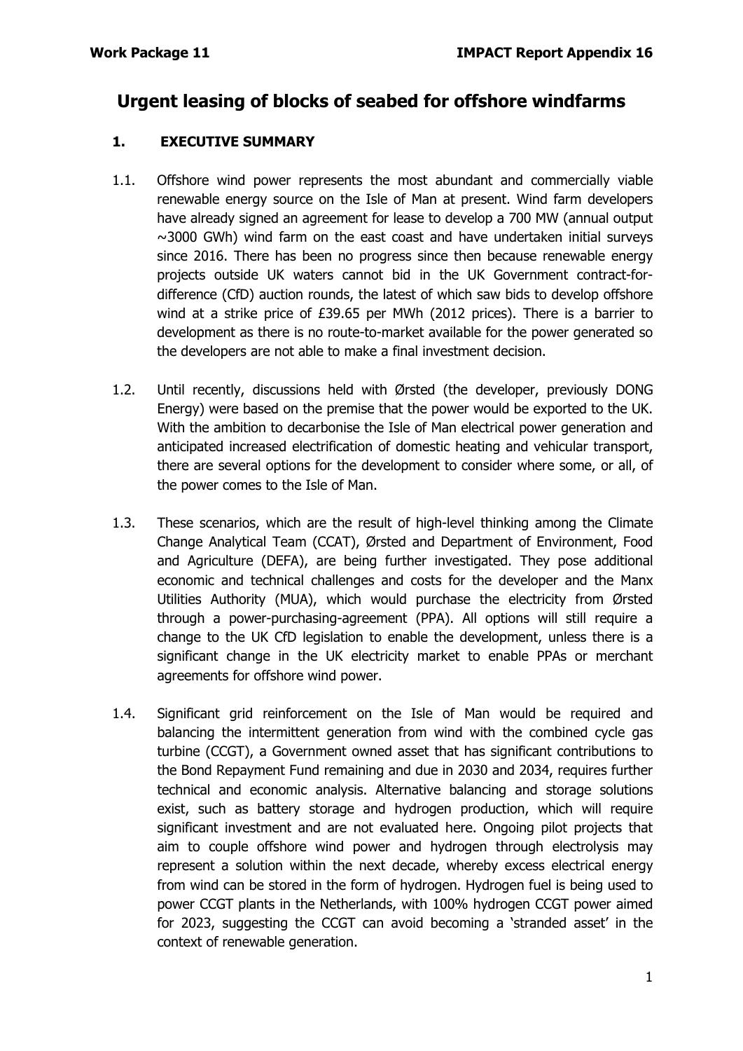# Urgent leasing of blocks of seabed for offshore windfarms

## 1. EXECUTIVE SUMMARY

1.1. Offshore wind power represents the most abundant and commercially viable renewable energy source on the Isle of Man at present. Wind farm developers have already signed an agreement for lease to develop a 700 MW (annual output ~3000 GWh) wind farm on the east coast and have undertaken initial surveys since 2016. There has been no progress since then because renewable energy projects outside UK waters cannot bid in the UK Government contract-for-difference (CfD) auction rounds, the latest of which saw bids to develop offshore wind at a strike price of £39.65 per MWh (2012 prices). There is a barrier to development as there is no route-to-market available for the power generated so the developers are not able to make a final investment decision.

1.2. Until recently, discussions held with Ørsted (the developer, previously DONG Energy) were based on the premise that the power would be exported to the UK. With the ambition to decarbonise the Isle of Man electrical power generation and anticipated increased electrification of domestic heating and vehicular transport, there are several options for the development to consider where some, or all, of the power comes to the Isle of Man.

1.3. These scenarios, which are the result of high-level thinking among the Climate Change Analytical Team (CCAT), Ørsted and Department of Environment, Food and Agriculture (DEFA), are being further investigated. They pose additional economic and technical challenges and costs for the developer and the Manx Utilities Authority (MUA), which would purchase the electricity from Ørsted through a power-purchasing-agreement (PPA). All options will still require a change to the UK CfD legislation to enable the development, unless there is a significant change in the UK electricity market to enable PPAs or merchant agreements for offshore wind power.

1.4. Significant grid reinforcement on the Isle of Man would be required and balancing the intermittent generation from wind with the combined cycle gas turbine (CCGT), a Government owned asset that has significant contributions to the Bond Repayment Fund remaining and due in 2030 and 2034, requires further technical and economic analysis. Alternative balancing and storage solutions exist, such as battery storage and hydrogen production, which will require significant investment and are not evaluated here. Ongoing pilot projects that aim to couple offshore wind power and hydrogen through electrolysis may represent a solution within the next decade, whereby excess electrical energy from wind can be stored in the form of hydrogen. Hydrogen fuel is being used to power CCGT plants in the Netherlands, with 100% hydrogen CCGT power aimed for 2023, suggesting the CCGT can avoid becoming a 'stranded asset' in the context of renewable generation.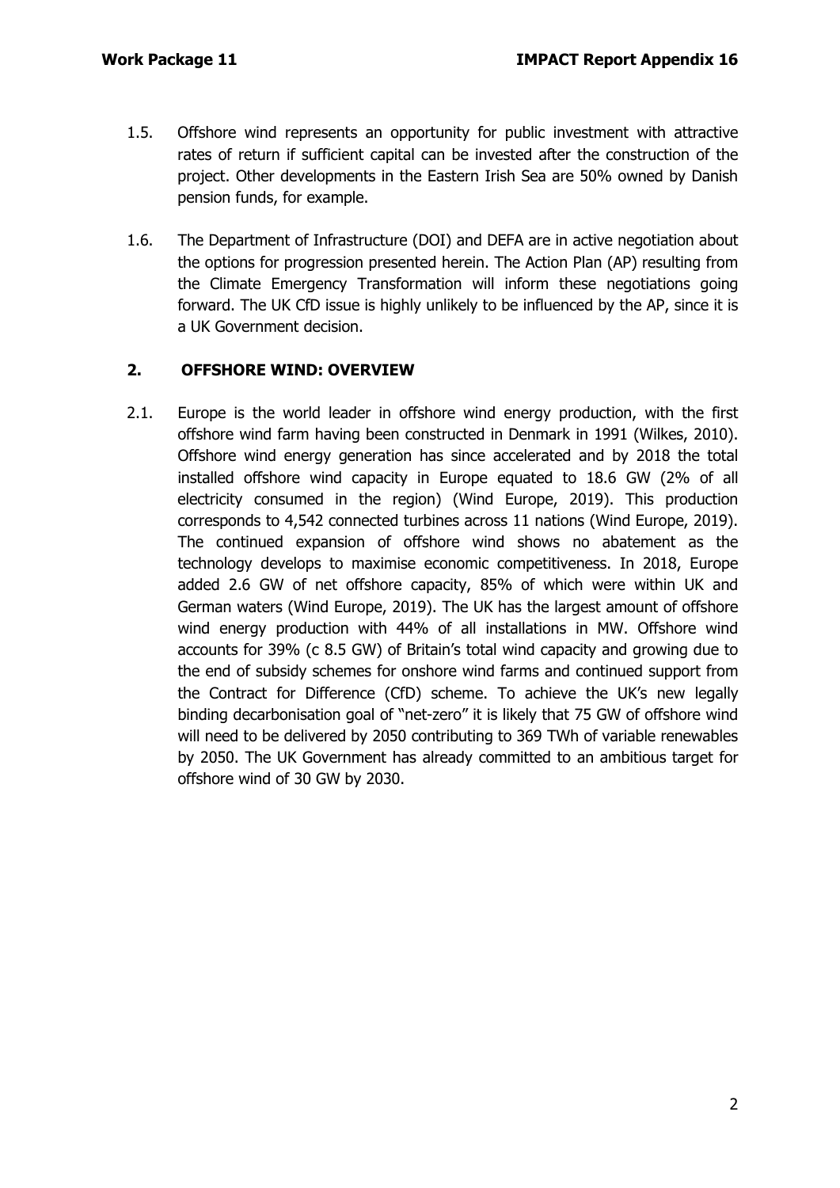1.5. Offshore wind represents an opportunity for public investment with attractive rates of return if sufficient capital can be invested after the construction of the project. Other developments in the Eastern Irish Sea are 50% owned by Danish pension funds, for example.

1.6. The Department of Infrastructure (DOI) and DEFA are in active negotiation about the options for progression presented herein. The Action Plan (AP) resulting from the Climate Emergency Transformation will inform these negotiations going forward. The UK CfD issue is highly unlikely to be influenced by the AP, since it is a UK Government decision.

## 2. OFFSHORE WIND: OVERVIEW

2.1. Europe is the world leader in offshore wind energy production, with the first offshore wind farm having been constructed in Denmark in 1991 (Wilkes, 2010). Offshore wind energy generation has since accelerated and by 2018 the total installed offshore wind capacity in Europe equated to 18.6 GW (2% of all electricity consumed in the region) (Wind Europe, 2019). This production corresponds to 4,542 connected turbines across 11 nations (Wind Europe, 2019). The continued expansion of offshore wind shows no abatement as the technology develops to maximise economic competitiveness. In 2018, Europe added 2.6 GW of net offshore capacity, 85% of which were within UK and German waters (Wind Europe, 2019). The UK has the largest amount of offshore wind energy production with 44% of all installations in MW. Offshore wind accounts for 39% (c 8.5 GW) of Britain's total wind capacity and growing due to the end of subsidy schemes for onshore wind farms and continued support from the Contract for Difference (CfD) scheme. To achieve the UK's new legally binding decarbonisation goal of "net-zero" it is likely that 75 GW of offshore wind will need to be delivered by 2050 contributing to 369 TWh of variable renewables by 2050. The UK Government has already committed to an ambitious target for offshore wind of 30 GW by 2030.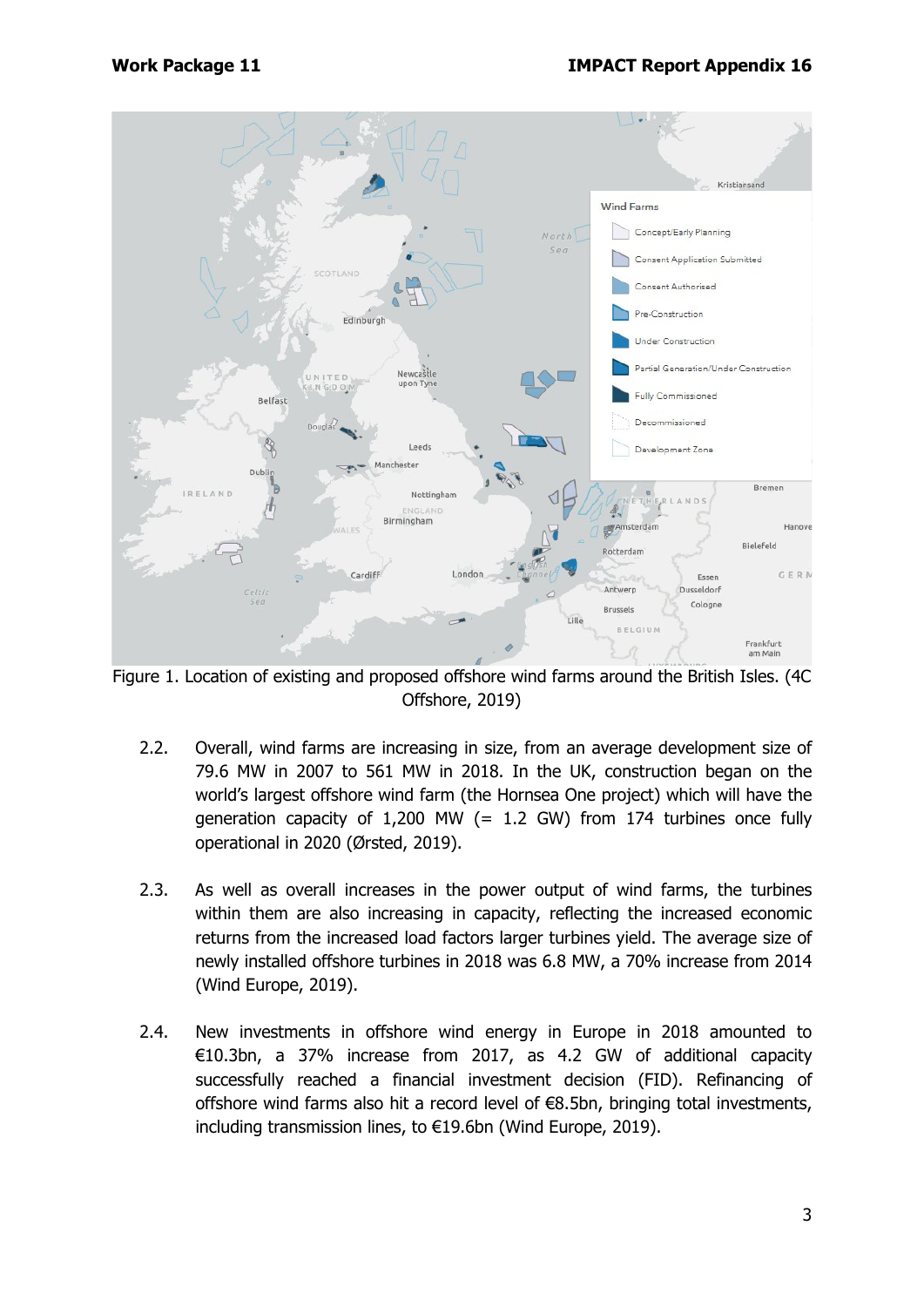Figure 1. Location of existing and proposed offshore wind farms around the British Isles. (4C Offshore, 2019)

2.2. Overall, wind farms are increasing in size, from an average development size of 79.6 MW in 2007 to 561 MW in 2018. In the UK, construction began on the world's largest offshore wind farm (the Hornsea One project) which will have the generation capacity of 1,200 MW (= 1.2 GW) from 174 turbines once fully operational in 2020 (Ørsted, 2019).

2.3. As well as overall increases in the power output of wind farms, the turbines within them are also increasing in capacity, reflecting the increased economic returns from the increased load factors larger turbines yield. The average size of newly installed offshore turbines in 2018 was 6.8 MW, a 70% increase from 2014 (Wind Europe, 2019).

2.4. New investments in offshore wind energy in Europe in 2018 amounted to €10.3bn, a 37% increase from 2017, as 4.2 GW of additional capacity successfully reached a financial investment decision (FID). Refinancing of offshore wind farms also hit a record level of €8.5bn, bringing total investments, including transmission lines, to €19.6bn (Wind Europe, 2019).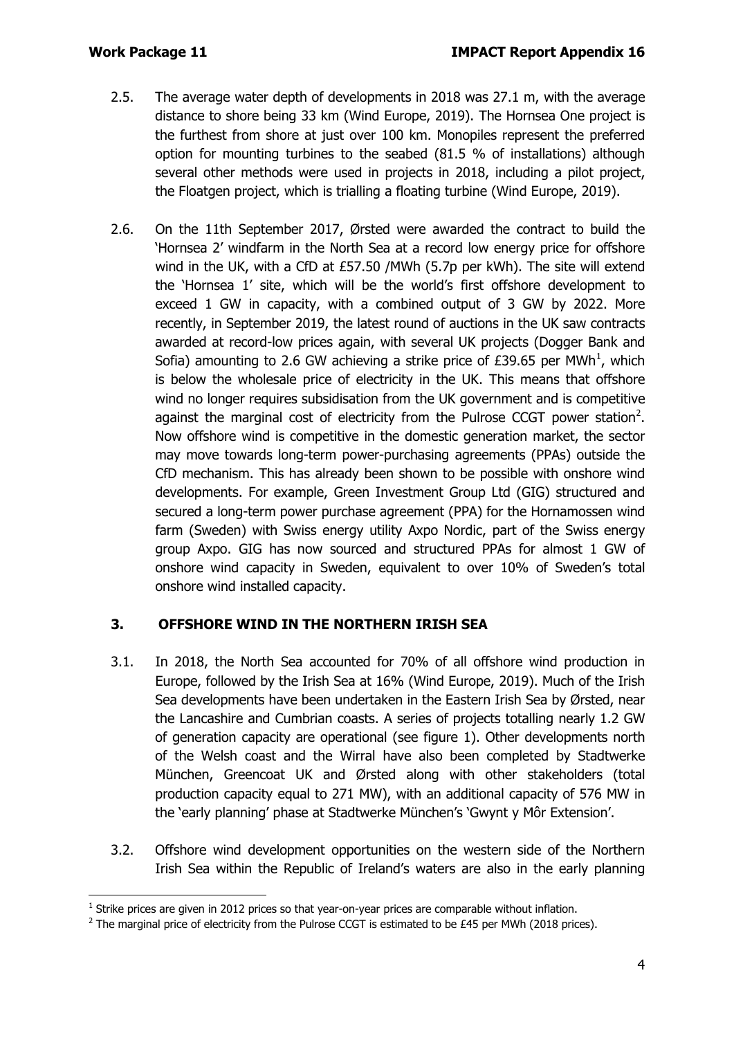2.5. The average water depth of developments in 2018 was 27.1 m, with the average distance to shore being 33 km (Wind Europe, 2019). The Hornsea One project is the furthest from shore at just over 100 km. Monopiles represent the preferred option for mounting turbines to the seabed (81.5 % of installations) although several other methods were used in projects in 2018, including a pilot project, the Floatgen project, which is trialling a floating turbine (Wind Europe, 2019).

2.6. On the 11th September 2017, Ørsted were awarded the contract to build the 'Hornsea 2' windfarm in the North Sea at a record low energy price for offshore wind in the UK, with a CfD at £57.50 /MWh (5.7p per kWh). The site will extend the 'Hornsea 1' site, which will be the world's first offshore development to exceed 1 GW in capacity, with a combined output of 3 GW by 2022. More recently, in September 2019, the latest round of auctions in the UK saw contracts awarded at record-low prices again, with several UK projects (Dogger Bank and Sofia) amounting to 2.6 GW achieving a strike price of £39.65 per MWh[1], which is below the wholesale price of electricity in the UK. This means that offshore wind no longer requires subsidisation from the UK government and is competitive against the marginal cost of electricity from the Pulrose CCGT power station[2]. Now offshore wind is competitive in the domestic generation market, the sector may move towards long-term power-purchasing agreements (PPAs) outside the CfD mechanism. This has already been shown to be possible with onshore wind developments. For example, Green Investment Group Ltd (GIG) structured and secured a long-term power purchase agreement (PPA) for the Hornamossen wind farm (Sweden) with Swiss energy utility Axpo Nordic, part of the Swiss energy group Axpo. GIG has now sourced and structured PPAs for almost 1 GW of onshore wind capacity in Sweden, equivalent to over 10% of Sweden's total onshore wind installed capacity.

## 3. OFFSHORE WIND IN THE NORTHERN IRISH SEA

3.1. In 2018, the North Sea accounted for 70% of all offshore wind production in Europe, followed by the Irish Sea at 16% (Wind Europe, 2019). Much of the Irish Sea developments have been undertaken in the Eastern Irish Sea by Ørsted, near the Lancashire and Cumbrian coasts. A series of projects totalling nearly 1.2 GW of generation capacity are operational (see figure 1). Other developments north of the Welsh coast and the Wirral have also been completed by Stadtwerke München, Greencoat UK and Ørsted along with other stakeholders (total production capacity equal to 271 MW), with an additional capacity of 576 MW in the 'early planning' phase at Stadtwerke München's 'Gwynt y Môr Extension'.

3.2. Offshore wind development opportunities on the western side of the Northern Irish Sea within the Republic of Ireland's waters are also in the early planning

[1] Strike prices are given in 2012 prices so that year-on-year prices are comparable without inflation.

[2] The marginal price of electricity from the Pulrose CCGT is estimated to be £45 per MWh (2018 prices).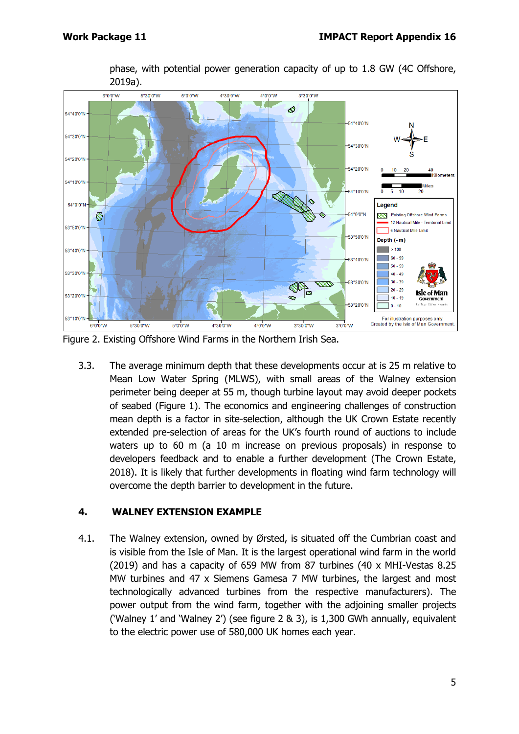phase, with potential power generation capacity of up to 1.8 GW (4C Offshore, 2019a).

Figure 2. Existing Offshore Wind Farms in the Northern Irish Sea.

3.3. The average minimum depth that these developments occur at is 25 m relative to Mean Low Water Spring (MLWS), with small areas of the Walney extension perimeter being deeper at 55 m, though turbine layout may avoid deeper pockets of seabed (Figure 1). The economics and engineering challenges of construction mean depth is a factor in site-selection, although the UK Crown Estate recently extended pre-selection of areas for the UK's fourth round of auctions to include waters up to 60 m (a 10 m increase on previous proposals) in response to developers feedback and to enable a further development (The Crown Estate, 2018). It is likely that further developments in floating wind farm technology will overcome the depth barrier to development in the future.

## 4. WALNEY EXTENSION EXAMPLE

4.1. The Walney extension, owned by Ørsted, is situated off the Cumbrian coast and is visible from the Isle of Man. It is the largest operational wind farm in the world (2019) and has a capacity of 659 MW from 87 turbines (40 x MHI-Vestas 8.25 MW turbines and 47 x Siemens Gamesa 7 MW turbines, the largest and most technologically advanced turbines from the respective manufacturers). The power output from the wind farm, together with the adjoining smaller projects ('Walney 1' and 'Walney 2') (see figure 2 & 3), is 1,300 GWh annually, equivalent to the electric power use of 580,000 UK homes each year.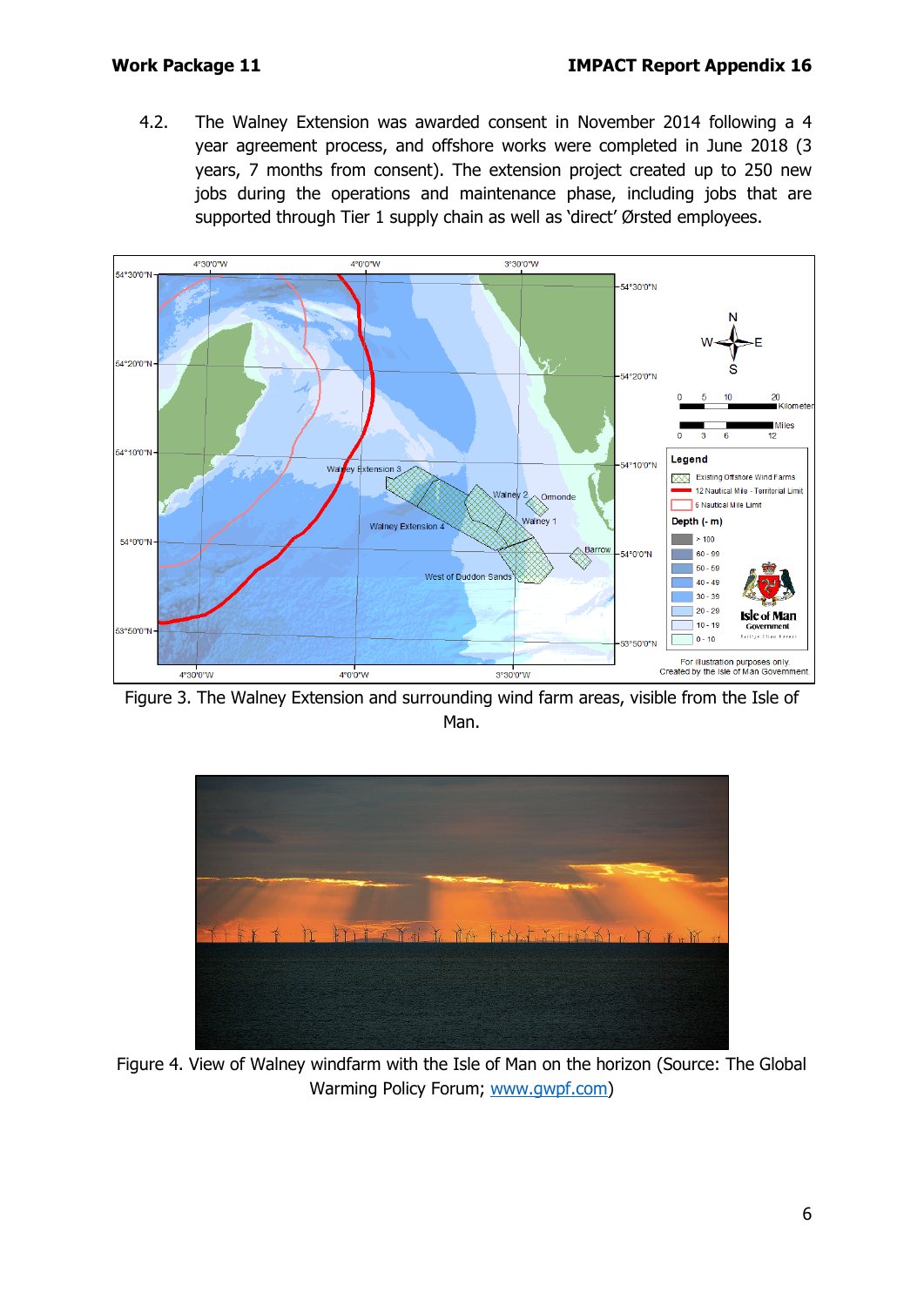4.2. The Walney Extension was awarded consent in November 2014 following a 4 year agreement process, and offshore works were completed in June 2018 (3 years, 7 months from consent). The extension project created up to 250 new jobs during the operations and maintenance phase, including jobs that are supported through Tier 1 supply chain as well as 'direct' Ørsted employees.

Figure 3. The Walney Extension and surrounding wind farm areas, visible from the Isle of Man.

Figure 4. View of Walney windfarm with the Isle of Man on the horizon (Source: The Global Warming Policy Forum; [www.gwpf.com](http://www.gwpf.com))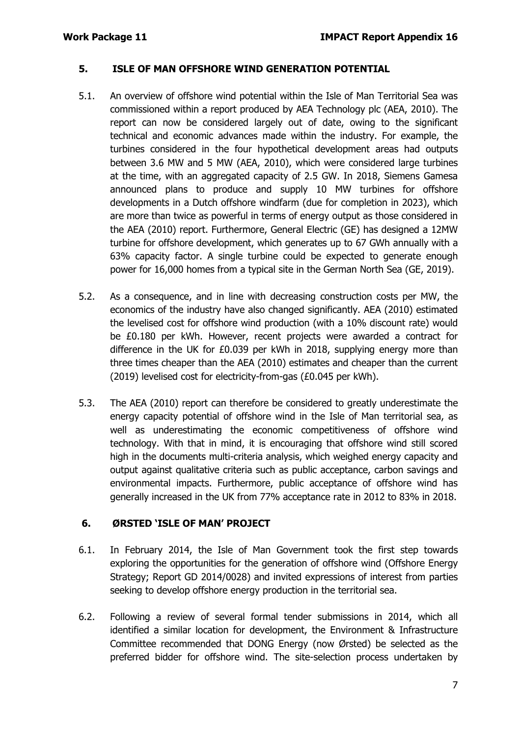## 5. ISLE OF MAN OFFSHORE WIND GENERATION POTENTIAL

5.1. An overview of offshore wind potential within the Isle of Man Territorial Sea was commissioned within a report produced by AEA Technology plc (AEA, 2010). The report can now be considered largely out of date, owing to the significant technical and economic advances made within the industry. For example, the turbines considered in the four hypothetical development areas had outputs between 3.6 MW and 5 MW (AEA, 2010), which were considered large turbines at the time, with an aggregated capacity of 2.5 GW. In 2018, Siemens Gamesa announced plans to produce and supply 10 MW turbines for offshore developments in a Dutch offshore windfarm (due for completion in 2023), which are more than twice as powerful in terms of energy output as those considered in the AEA (2010) report. Furthermore, General Electric (GE) has designed a 12MW turbine for offshore development, which generates up to 67 GWh annually with a 63% capacity factor. A single turbine could be expected to generate enough power for 16,000 homes from a typical site in the German North Sea (GE, 2019).

5.2. As a consequence, and in line with decreasing construction costs per MW, the economics of the industry have also changed significantly. AEA (2010) estimated the levelised cost for offshore wind production (with a 10% discount rate) would be £0.180 per kWh. However, recent projects were awarded a contract for difference in the UK for £0.039 per kWh in 2018, supplying energy more than three times cheaper than the AEA (2010) estimates and cheaper than the current (2019) levelised cost for electricity-from-gas (£0.045 per kWh).

5.3. The AEA (2010) report can therefore be considered to greatly underestimate the energy capacity potential of offshore wind in the Isle of Man territorial sea, as well as underestimating the economic competitiveness of offshore wind technology. With that in mind, it is encouraging that offshore wind still scored high in the documents multi-criteria analysis, which weighed energy capacity and output against qualitative criteria such as public acceptance, carbon savings and environmental impacts. Furthermore, public acceptance of offshore wind has generally increased in the UK from 77% acceptance rate in 2012 to 83% in 2018.

## 6. ØRSTED 'ISLE OF MAN' PROJECT

6.1. In February 2014, the Isle of Man Government took the first step towards exploring the opportunities for the generation of offshore wind (Offshore Energy Strategy; Report GD 2014/0028) and invited expressions of interest from parties seeking to develop offshore energy production in the territorial sea.

6.2. Following a review of several formal tender submissions in 2014, which all identified a similar location for development, the Environment & Infrastructure Committee recommended that DONG Energy (now Ørsted) be selected as the preferred bidder for offshore wind. The site-selection process undertaken by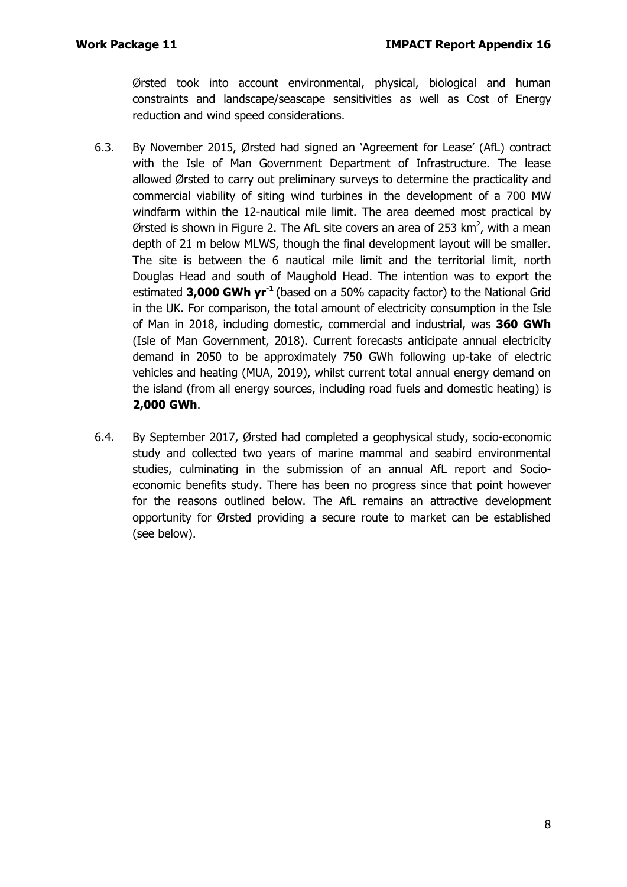Ørsted took into account environmental, physical, biological and human constraints and landscape/seascape sensitivities as well as Cost of Energy reduction and wind speed considerations.

6.3. By November 2015, Ørsted had signed an 'Agreement for Lease' (AfL) contract with the Isle of Man Government Department of Infrastructure. The lease allowed Ørsted to carry out preliminary surveys to determine the practicality and commercial viability of siting wind turbines in the development of a 700 MW windfarm within the 12-nautical mile limit. The area deemed most practical by Ørsted is shown in Figure 2. The AfL site covers an area of 253 km$^2$, with a mean depth of 21 m below MLWS, though the final development layout will be smaller. The site is between the 6 nautical mile limit and the territorial limit, north Douglas Head and south of Maughold Head. The intention was to export the estimated **3,000 GWh yr$^{-1}$** (based on a 50% capacity factor) to the National Grid in the UK. For comparison, the total amount of electricity consumption in the Isle of Man in 2018, including domestic, commercial and industrial, was **360 GWh** (Isle of Man Government, 2018). Current forecasts anticipate annual electricity demand in 2050 to be approximately 750 GWh following up-take of electric vehicles and heating (MUA, 2019), whilst current total annual energy demand on the island (from all energy sources, including road fuels and domestic heating) is **2,000 GWh**.

6.4. By September 2017, Ørsted had completed a geophysical study, socio-economic study and collected two years of marine mammal and seabird environmental studies, culminating in the submission of an annual AfL report and Socio-economic benefits study. There has been no progress since that point however for the reasons outlined below. The AfL remains an attractive development opportunity for Ørsted providing a secure route to market can be established (see below).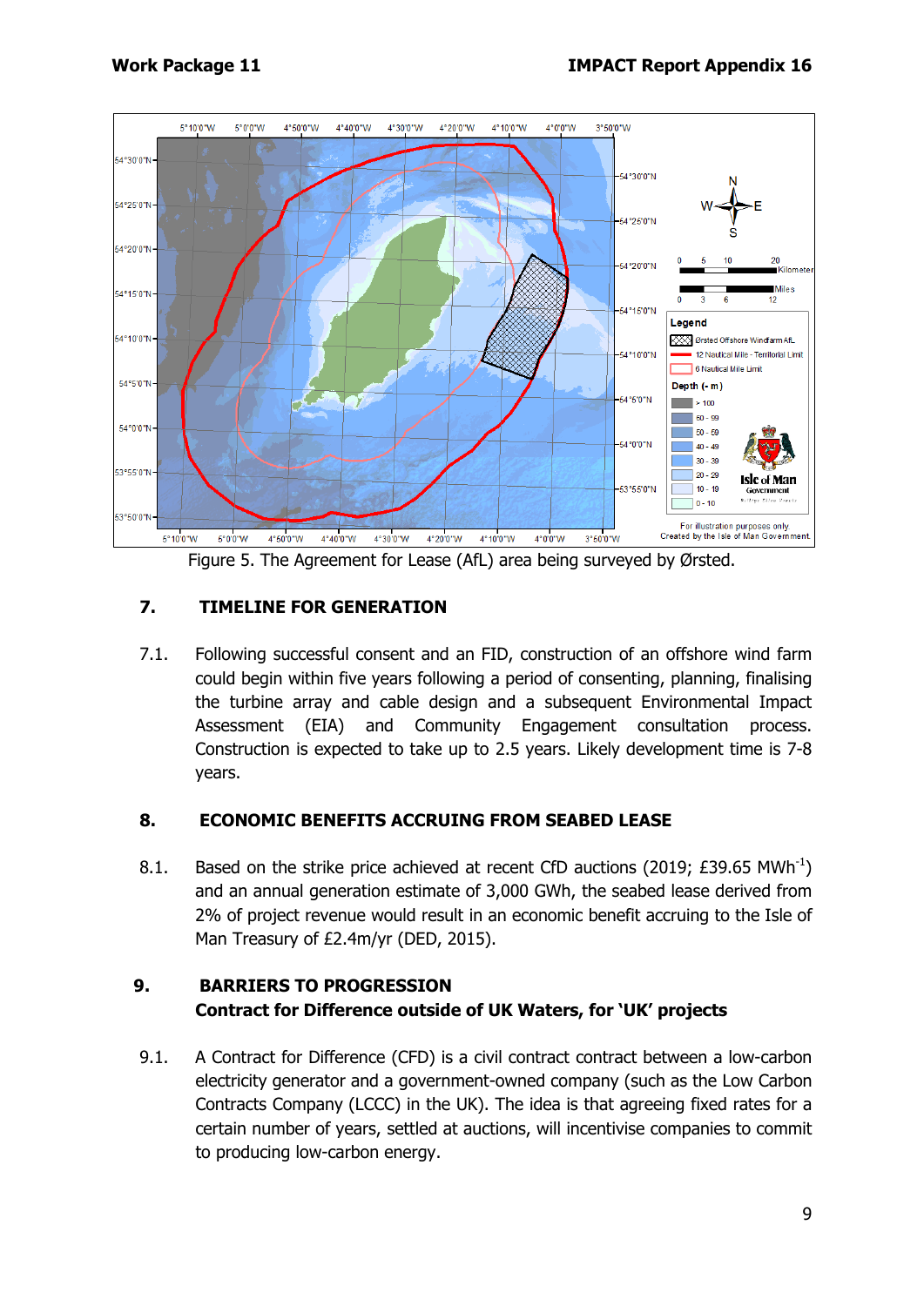Figure 5. The Agreement for Lease (AfL) area being surveyed by Ørsted.

## 7. TIMELINE FOR GENERATION

7.1. Following successful consent and an FID, construction of an offshore wind farm could begin within five years following a period of consenting, planning, finalising the turbine array and cable design and a subsequent Environmental Impact Assessment (EIA) and Community Engagement consultation process. Construction is expected to take up to 2.5 years. Likely development time is 7-8 years.

## 8. ECONOMIC BENEFITS ACCRUING FROM SEABED LEASE

8.1. Based on the strike price achieved at recent CfD auctions (2019; £39.65 $MWh^{-1}$) and an annual generation estimate of 3,000 GWh, the seabed lease derived from 2% of project revenue would result in an economic benefit accruing to the Isle of Man Treasury of £2.4m/yr (DED, 2015).

## 9. BARRIERS TO PROGRESSION

### Contract for Difference outside of UK Waters, for 'UK' projects

9.1. A Contract for Difference (CFD) is a civil contract contract between a low-carbon electricity generator and a government-owned company (such as the Low Carbon Contracts Company (LCCC) in the UK). The idea is that agreeing fixed rates for a certain number of years, settled at auctions, will incentivise companies to commit to producing low-carbon energy.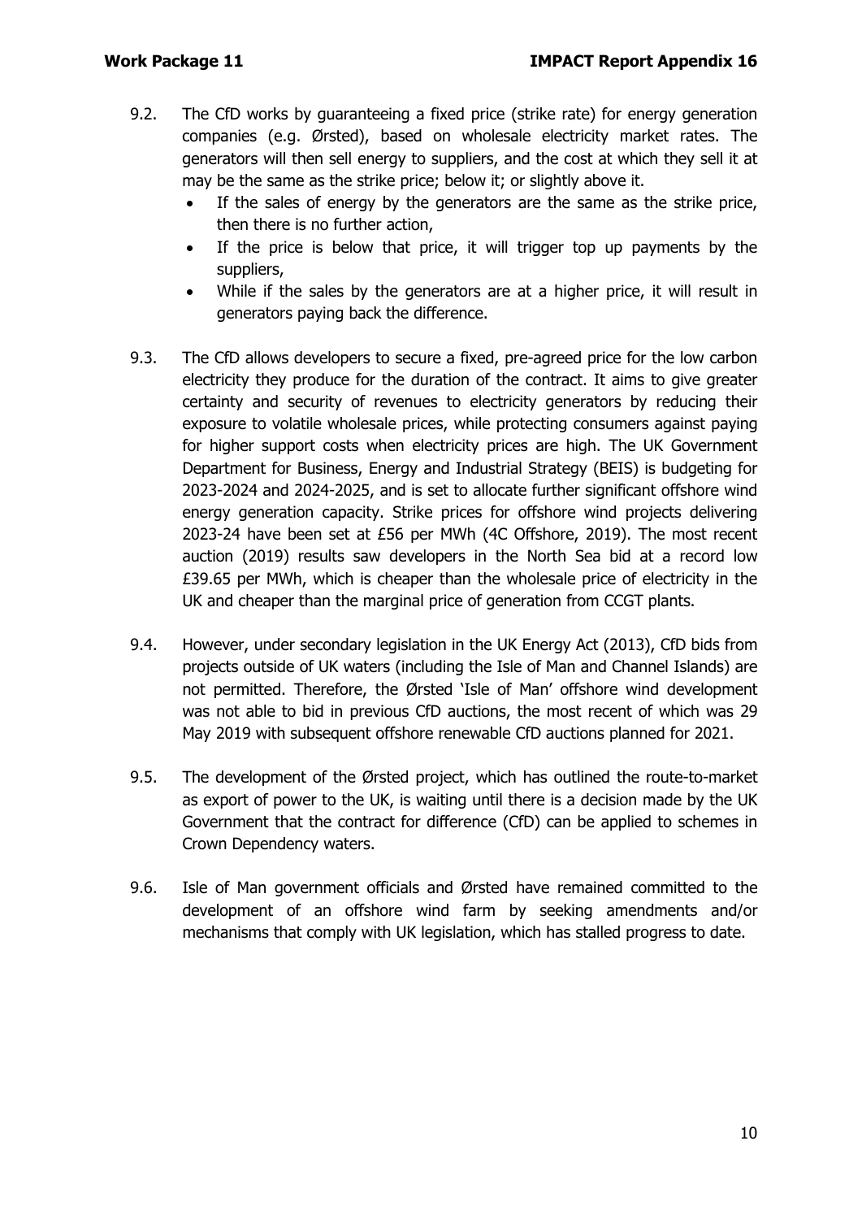9.2. The CfD works by guaranteeing a fixed price (strike rate) for energy generation companies (e.g. Ørsted), based on wholesale electricity market rates. The generators will then sell energy to suppliers, and the cost at which they sell it at may be the same as the strike price; below it; or slightly above it.

- If the sales of energy by the generators are the same as the strike price, then there is no further action,
- If the price is below that price, it will trigger top up payments by the suppliers,
- While if the sales by the generators are at a higher price, it will result in generators paying back the difference.

9.3. The CfD allows developers to secure a fixed, pre-agreed price for the low carbon electricity they produce for the duration of the contract. It aims to give greater certainty and security of revenues to electricity generators by reducing their exposure to volatile wholesale prices, while protecting consumers against paying for higher support costs when electricity prices are high. The UK Government Department for Business, Energy and Industrial Strategy (BEIS) is budgeting for 2023-2024 and 2024-2025, and is set to allocate further significant offshore wind energy generation capacity. Strike prices for offshore wind projects delivering 2023-24 have been set at £56 per MWh (4C Offshore, 2019). The most recent auction (2019) results saw developers in the North Sea bid at a record low £39.65 per MWh, which is cheaper than the wholesale price of electricity in the UK and cheaper than the marginal price of generation from CCGT plants.

9.4. However, under secondary legislation in the UK Energy Act (2013), CfD bids from projects outside of UK waters (including the Isle of Man and Channel Islands) are not permitted. Therefore, the Ørsted 'Isle of Man' offshore wind development was not able to bid in previous CfD auctions, the most recent of which was 29 May 2019 with subsequent offshore renewable CfD auctions planned for 2021.

9.5. The development of the Ørsted project, which has outlined the route-to-market as export of power to the UK, is waiting until there is a decision made by the UK Government that the contract for difference (CfD) can be applied to schemes in Crown Dependency waters.

9.6. Isle of Man government officials and Ørsted have remained committed to the development of an offshore wind farm by seeking amendments and/or mechanisms that comply with UK legislation, which has stalled progress to date.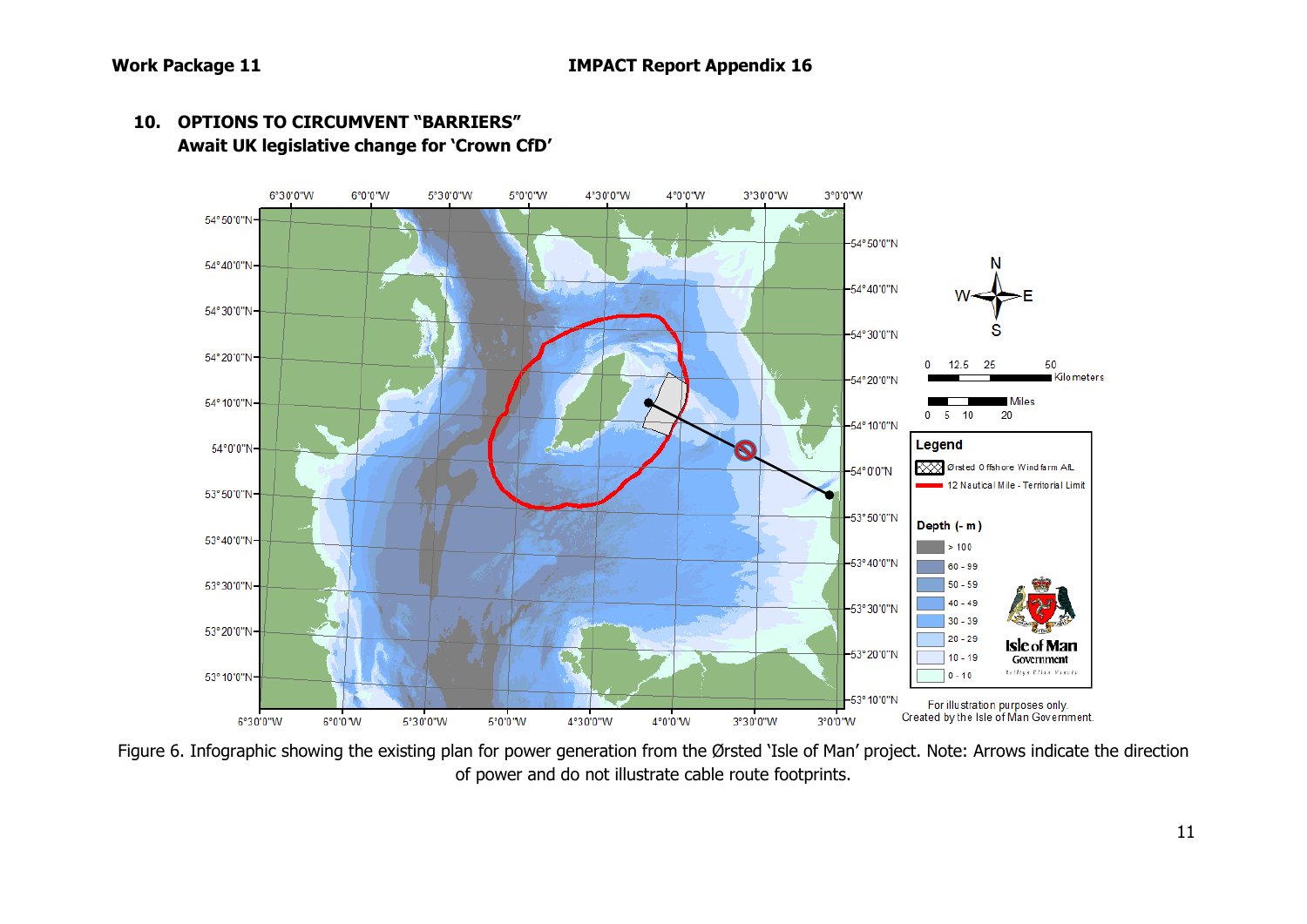## 10. OPTIONS TO CIRCUMVENT "BARRIERS"

### Await UK legislative change for 'Crown CfD'

Figure 6. Infographic showing the existing plan for power generation from the Ørsted 'Isle of Man' project. Note: Arrows indicate the direction of power and do not illustrate cable route footprints.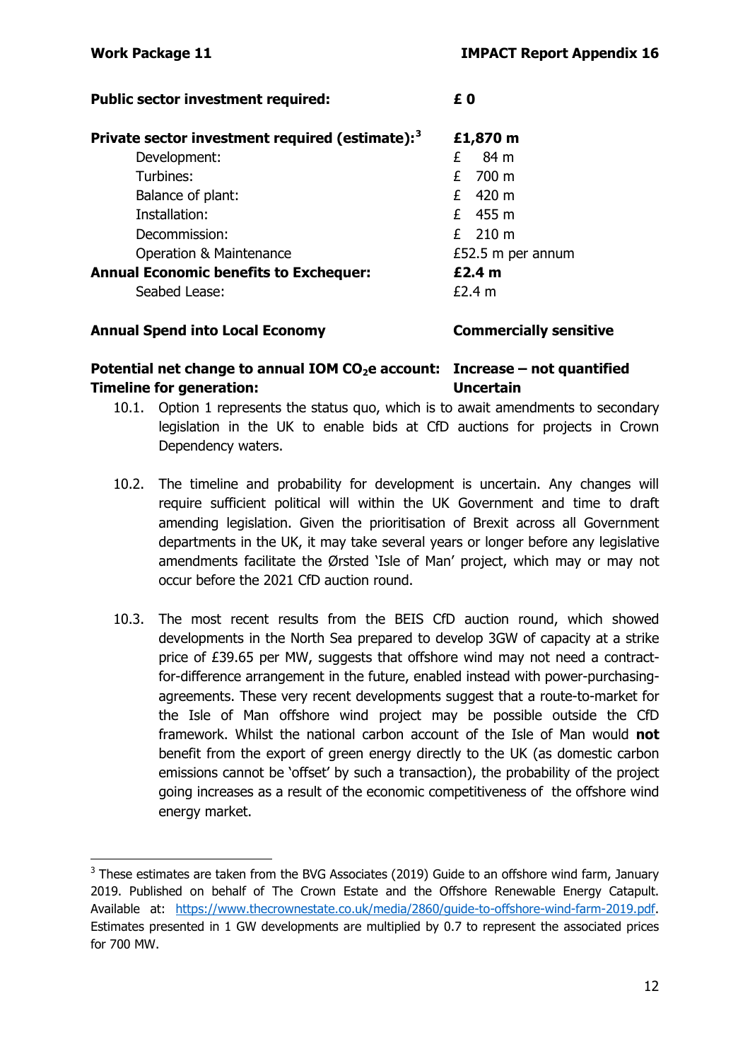| | |
|---|---|
| **Public sector investment required:** | **£ 0** |
| **Private sector investment required (estimate):**[3] | **£1,870 m** |
| Development: | £ 84 m |
| Turbines: | £ 700 m |
| Balance of plant: | £ 420 m |
| Installation: | £ 455 m |
| Decommission: | £ 210 m |
| Operation & Maintenance | £52.5 m per annum |
| **Annual Economic benefits to Exchequer:** | **£2.4 m** |
| Seabed Lease: | £2.4 m |
| **Annual Spend into Local Economy** | **Commercially sensitive** |
| **Potential net change to annual IOM $CO_2$e account:** | **Increase – not quantified** |
| **Timeline for generation:** | **Uncertain** |

10.1. Option 1 represents the status quo, which is to await amendments to secondary legislation in the UK to enable bids at CfD auctions for projects in Crown Dependency waters.

10.2. The timeline and probability for development is uncertain. Any changes will require sufficient political will within the UK Government and time to draft amending legislation. Given the prioritisation of Brexit across all Government departments in the UK, it may take several years or longer before any legislative amendments facilitate the Ørsted 'Isle of Man' project, which may or may not occur before the 2021 CfD auction round.

10.3. The most recent results from the BEIS CfD auction round, which showed developments in the North Sea prepared to develop 3GW of capacity at a strike price of £39.65 per MW, suggests that offshore wind may not need a contract-for-difference arrangement in the future, enabled instead with power-purchasing-agreements. These very recent developments suggest that a route-to-market for the Isle of Man offshore wind project may be possible outside the CfD framework. Whilst the national carbon account of the Isle of Man would **not** benefit from the export of green energy directly to the UK (as domestic carbon emissions cannot be 'offset' by such a transaction), the probability of the project going increases as a result of the economic competitiveness of the offshore wind energy market.

---

[3] These estimates are taken from the BVG Associates (2019) Guide to an offshore wind farm, January 2019. Published on behalf of The Crown Estate and the Offshore Renewable Energy Catapult. Available at: https://www.thecrownestate.co.uk/media/2860/guide-to-offshore-wind-farm-2019.pdf. Estimates presented in 1 GW developments are multiplied by 0.7 to represent the associated prices for 700 MW.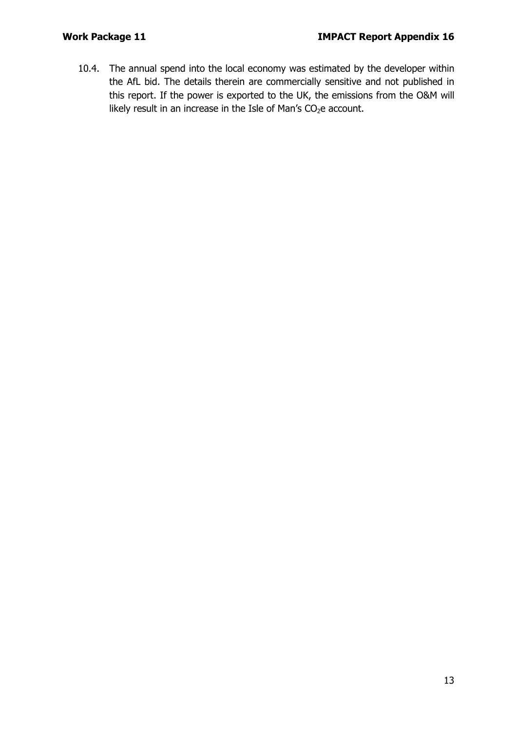10.4. The annual spend into the local economy was estimated by the developer within the AfL bid. The details therein are commercially sensitive and not published in this report. If the power is exported to the UK, the emissions from the O&M will likely result in an increase in the Isle of Man's $CO_2e$ account.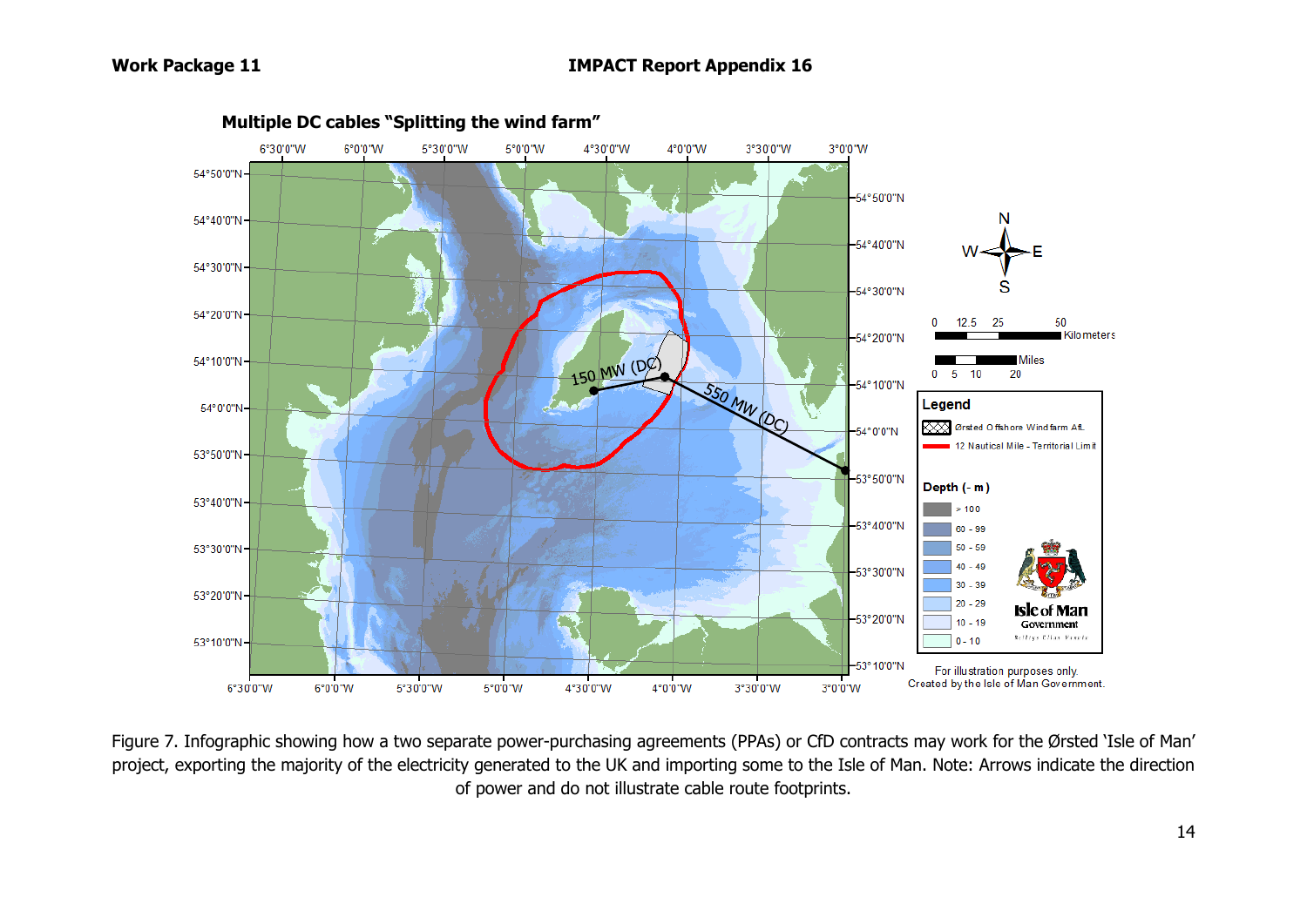**Multiple DC cables "Splitting the wind farm"**

Figure 7. Infographic showing how a two separate power-purchasing agreements (PPAs) or CfD contracts may work for the Ørsted 'Isle of Man' project, exporting the majority of the electricity generated to the UK and importing some to the Isle of Man. Note: Arrows indicate the direction of power and do not illustrate cable route footprints.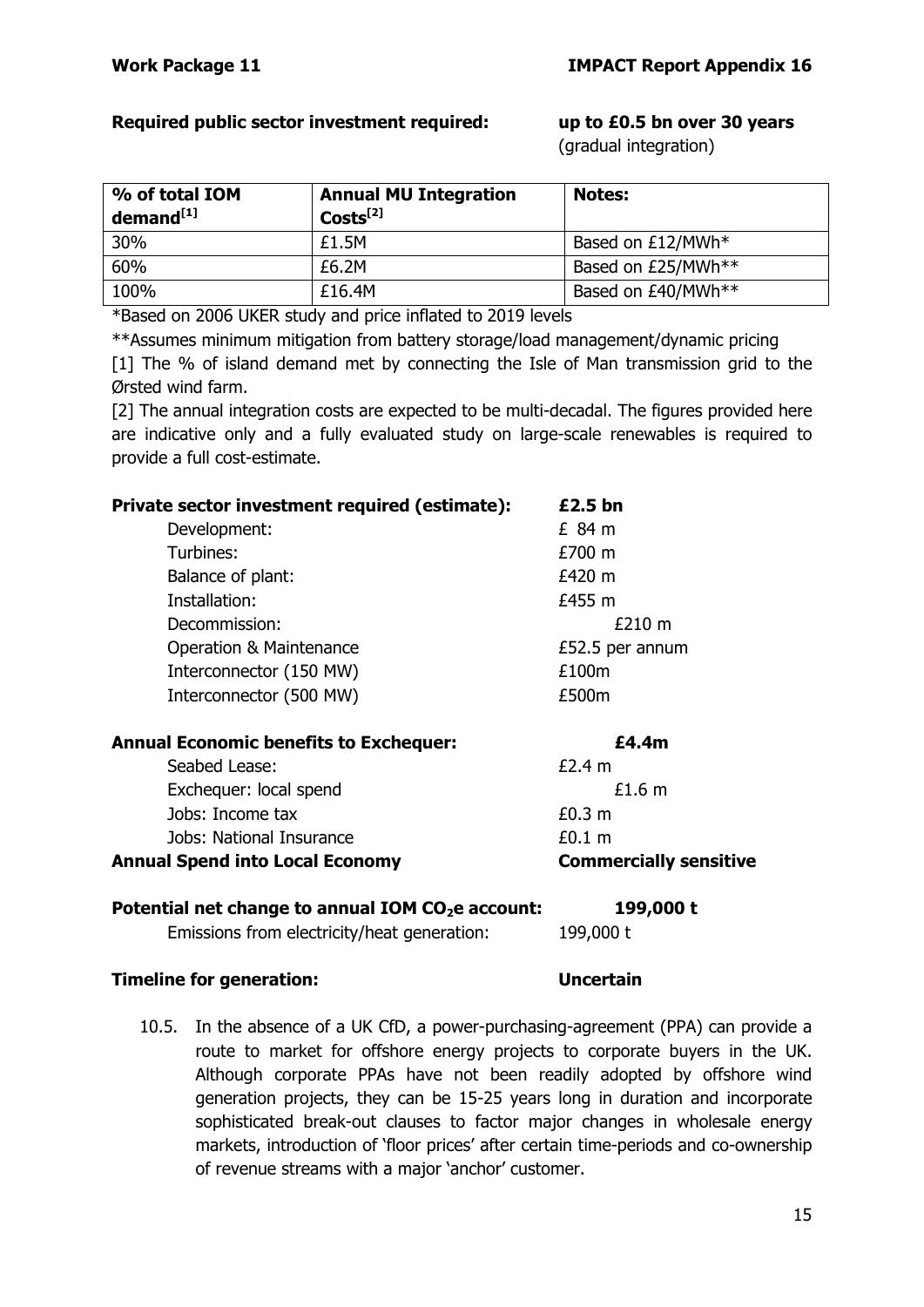**Required public sector investment required:** **up to £0.5 bn over 30 years** (gradual integration)

| % of total IOM demand[1] | Annual MU Integration Costs[2] | Notes: |
|---|---|---|
| 30% | £1.5M | Based on £12/MWh* |
| 60% | £6.2M | Based on £25/MWh** |
| 100% | £16.4M | Based on £40/MWh** |

*Based on 2006 UKER study and price inflated to 2019 levels

**Assumes minimum mitigation from battery storage/load management/dynamic pricing

[1] The % of island demand met by connecting the Isle of Man transmission grid to the Ørsted wind farm.

[2] The annual integration costs are expected to be multi-decadal. The figures provided here are indicative only and a fully evaluated study on large-scale renewables is required to provide a full cost-estimate.

| **Private sector investment required (estimate):** | **£2.5 bn** |
|---|---|
| Development: | £ 84 m |
| Turbines: | £700 m |
| Balance of plant: | £420 m |
| Installation: | £455 m |
| Decommission: | £210 m |
| Operation & Maintenance | £52.5 per annum |
| Interconnector (150 MW) | £100m |
| Interconnector (500 MW) | £500m |

| **Annual Economic benefits to Exchequer:** | **£4.4m** |
|---|---|
| Seabed Lease: | £2.4 m |
| Exchequer: local spend | £1.6 m |
| Jobs: Income tax | £0.3 m |
| Jobs: National Insurance | £0.1 m |
| **Annual Spend into Local Economy** | **Commercially sensitive** |

| **Potential net change to annual IOM $CO_2$e account:** | **199,000 t** |
|---|---|
| Emissions from electricity/heat generation: | 199,000 t |

**Timeline for generation:** **Uncertain**

10.5. In the absence of a UK CfD, a power-purchasing-agreement (PPA) can provide a route to market for offshore energy projects to corporate buyers in the UK. Although corporate PPAs have not been readily adopted by offshore wind generation projects, they can be 15-25 years long in duration and incorporate sophisticated break-out clauses to factor major changes in wholesale energy markets, introduction of 'floor prices' after certain time-periods and co-ownership of revenue streams with a major 'anchor' customer.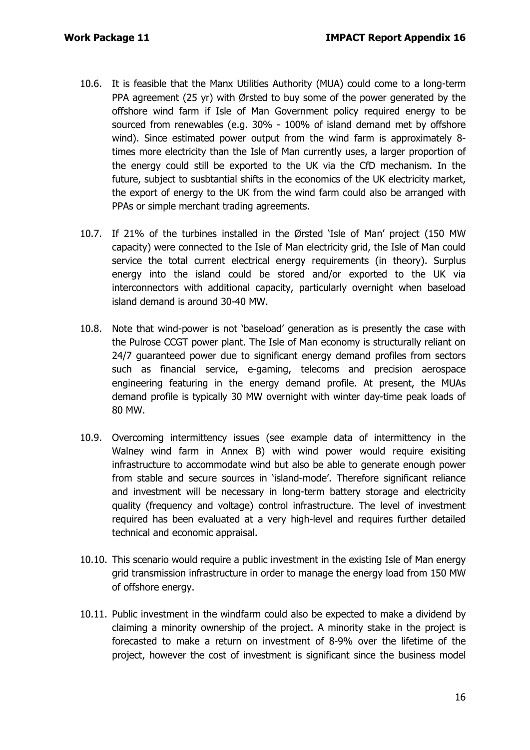10.6. It is feasible that the Manx Utilities Authority (MUA) could come to a long-term PPA agreement (25 yr) with Ørsted to buy some of the power generated by the offshore wind farm if Isle of Man Government policy required energy to be sourced from renewables (e.g. 30% - 100% of island demand met by offshore wind). Since estimated power output from the wind farm is approximately 8-times more electricity than the Isle of Man currently uses, a larger proportion of the energy could still be exported to the UK via the CfD mechanism. In the future, subject to susbtantial shifts in the economics of the UK electricity market, the export of energy to the UK from the wind farm could also be arranged with PPAs or simple merchant trading agreements.

10.7. If 21% of the turbines installed in the Ørsted 'Isle of Man' project (150 MW capacity) were connected to the Isle of Man electricity grid, the Isle of Man could service the total current electrical energy requirements (in theory). Surplus energy into the island could be stored and/or exported to the UK via interconnectors with additional capacity, particularly overnight when baseload island demand is around 30-40 MW.

10.8. Note that wind-power is not 'baseload' generation as is presently the case with the Pulrose CCGT power plant. The Isle of Man economy is structurally reliant on 24/7 guaranteed power due to significant energy demand profiles from sectors such as financial service, e-gaming, telecoms and precision aerospace engineering featuring in the energy demand profile. At present, the MUAs demand profile is typically 30 MW overnight with winter day-time peak loads of 80 MW.

10.9. Overcoming intermittency issues (see example data of intermittency in the Walney wind farm in Annex B) with wind power would require exisiting infrastructure to accommodate wind but also be able to generate enough power from stable and secure sources in 'island-mode'. Therefore significant reliance and investment will be necessary in long-term battery storage and electricity quality (frequency and voltage) control infrastructure. The level of investment required has been evaluated at a very high-level and requires further detailed technical and economic appraisal.

10.10. This scenario would require a public investment in the existing Isle of Man energy grid transmission infrastructure in order to manage the energy load from 150 MW of offshore energy.

10.11. Public investment in the windfarm could also be expected to make a dividend by claiming a minority ownership of the project. A minority stake in the project is forecasted to make a return on investment of 8-9% over the lifetime of the project, however the cost of investment is significant since the business model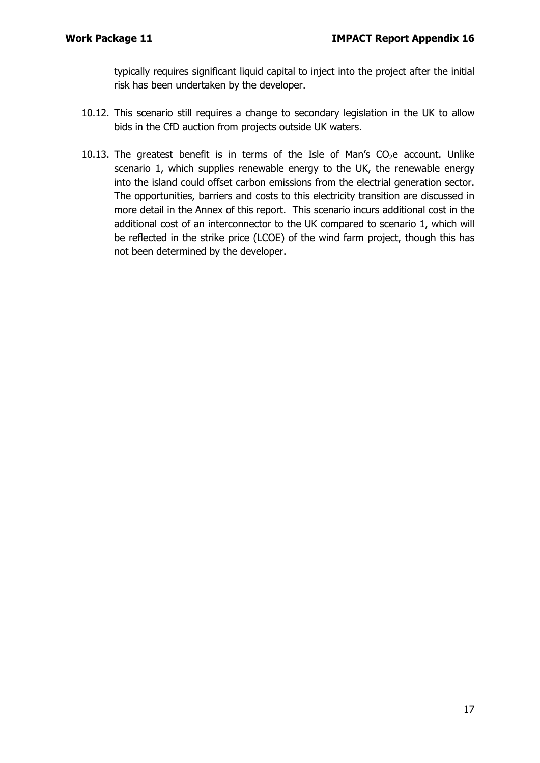typically requires significant liquid capital to inject into the project after the initial risk has been undertaken by the developer.

10.12. This scenario still requires a change to secondary legislation in the UK to allow bids in the CfD auction from projects outside UK waters.

10.13. The greatest benefit is in terms of the Isle of Man's $CO_2$e account. Unlike scenario 1, which supplies renewable energy to the UK, the renewable energy into the island could offset carbon emissions from the electrial generation sector. The opportunities, barriers and costs to this electricity transition are discussed in more detail in the Annex of this report. This scenario incurs additional cost in the additional cost of an interconnector to the UK compared to scenario 1, which will be reflected in the strike price (LCOE) of the wind farm project, though this has not been determined by the developer.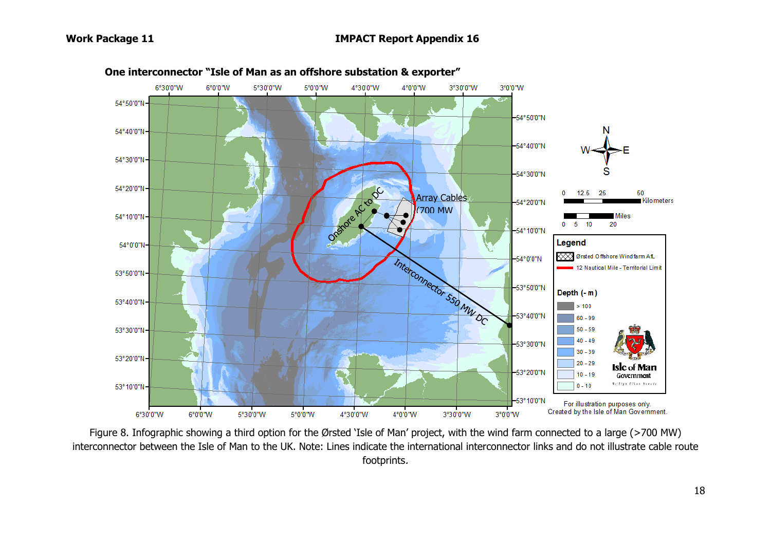## One interconnector "Isle of Man as an offshore substation & exporter"

Figure 8. Infographic showing a third option for the Ørsted 'Isle of Man' project, with the wind farm connected to a large (>700 MW) interconnector between the Isle of Man to the UK. Note: Lines indicate the international interconnector links and do not illustrate cable route footprints.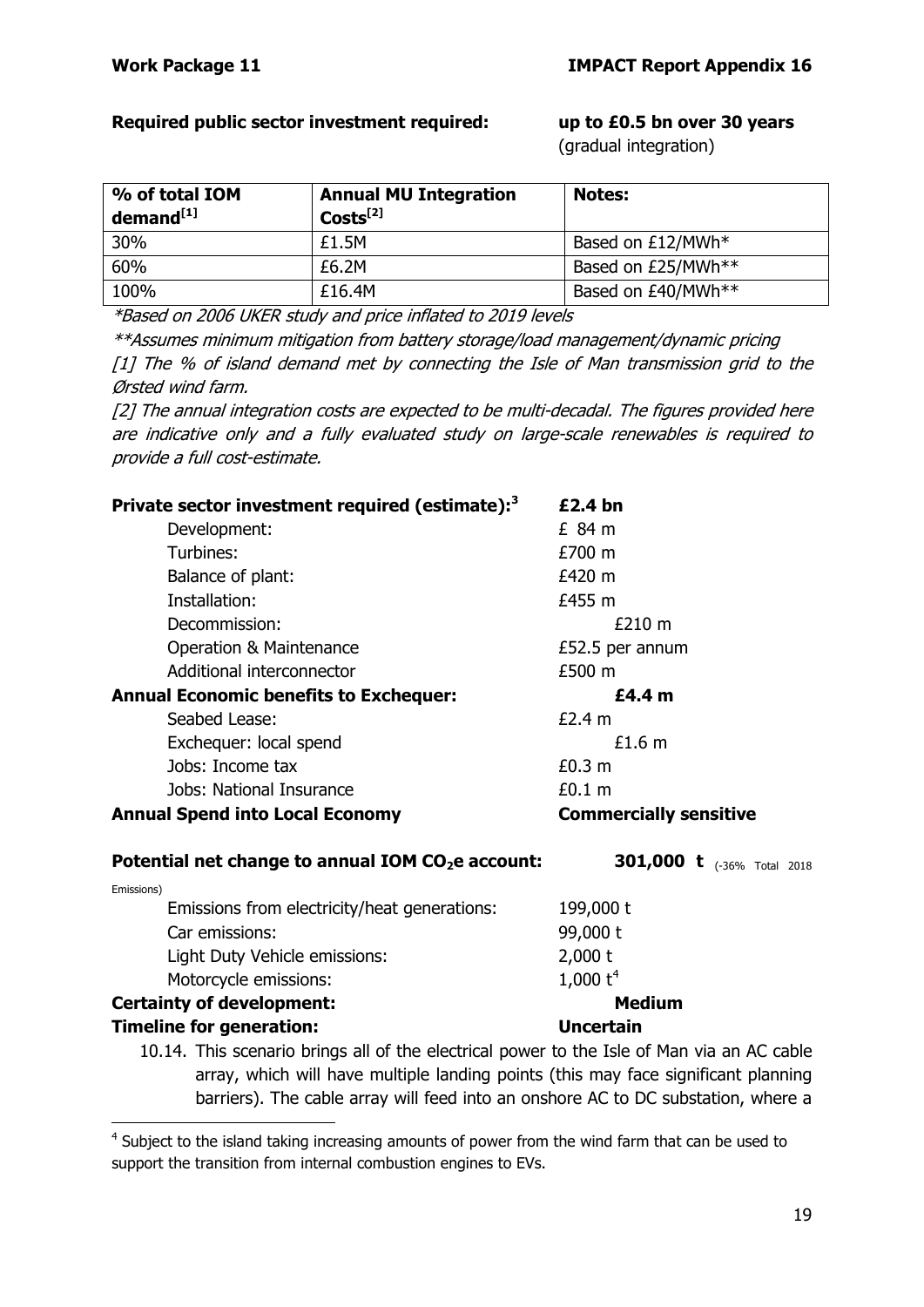**Required public sector investment required: up to £0.5 bn over 30 years** (gradual integration)

| % of total IOM demand[1] | Annual MU Integration Costs[2] | Notes: |
|---|---|---|
| 30% | £1.5M | Based on £12/MWh* |
| 60% | £6.2M | Based on £25/MWh** |
| 100% | £16.4M | Based on £40/MWh** |

*\*Based on 2006 UKER study and price inflated to 2019 levels*

*\*\*Assumes minimum mitigation from battery storage/load management/dynamic pricing*

*[1] The % of island demand met by connecting the Isle of Man transmission grid to the Ørsted wind farm.*

*[2] The annual integration costs are expected to be multi-decadal. The figures provided here are indicative only and a fully evaluated study on large-scale renewables is required to provide a full cost-estimate.*

**Private sector investment required (estimate):[3] £2.4 bn**

- Development: £ 84 m
- Turbines: £700 m
- Balance of plant: £420 m
- Installation: £455 m
- Decommission: £210 m
- Operation & Maintenance £52.5 per annum
- Additional interconnector £500 m

**Annual Economic benefits to Exchequer: £4.4 m**

- Seabed Lease: £2.4 m
- Exchequer: local spend £1.6 m
- Jobs: Income tax £0.3 m
- Jobs: National Insurance £0.1 m

**Annual Spend into Local Economy Commercially sensitive**

**Potential net change to annual IOM $CO_2$e account: 301,000 t** (-36% Total 2018 Emissions)

- Emissions from electricity/heat generations: 199,000 t
- Car emissions: 99,000 t
- Light Duty Vehicle emissions: 2,000 t
- Motorcycle emissions: 1,000 t[4]

**Certainty of development: Medium**

**Timeline for generation: Uncertain**

10.14. This scenario brings all of the electrical power to the Isle of Man via an AC cable array, which will have multiple landing points (this may face significant planning barriers). The cable array will feed into an onshore AC to DC substation, where a

[4] Subject to the island taking increasing amounts of power from the wind farm that can be used to support the transition from internal combustion engines to EVs.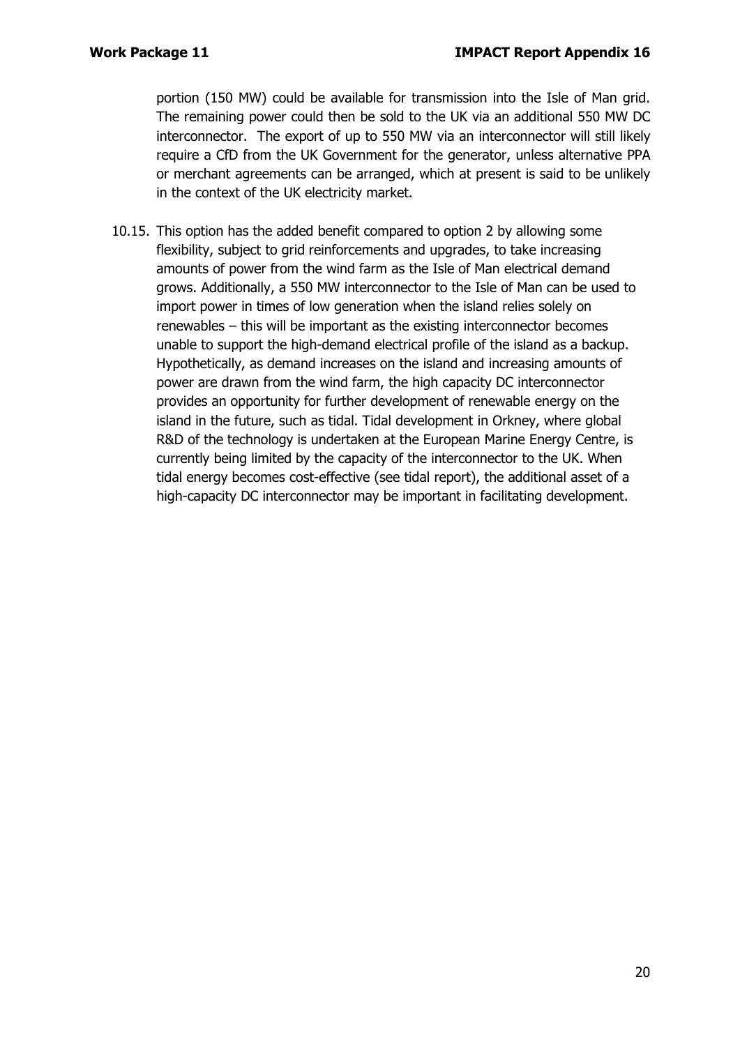portion (150 MW) could be available for transmission into the Isle of Man grid. The remaining power could then be sold to the UK via an additional 550 MW DC interconnector. The export of up to 550 MW via an interconnector will still likely require a CfD from the UK Government for the generator, unless alternative PPA or merchant agreements can be arranged, which at present is said to be unlikely in the context of the UK electricity market.

10.15. This option has the added benefit compared to option 2 by allowing some flexibility, subject to grid reinforcements and upgrades, to take increasing amounts of power from the wind farm as the Isle of Man electrical demand grows. Additionally, a 550 MW interconnector to the Isle of Man can be used to import power in times of low generation when the island relies solely on renewables – this will be important as the existing interconnector becomes unable to support the high-demand electrical profile of the island as a backup. Hypothetically, as demand increases on the island and increasing amounts of power are drawn from the wind farm, the high capacity DC interconnector provides an opportunity for further development of renewable energy on the island in the future, such as tidal. Tidal development in Orkney, where global R&D of the technology is undertaken at the European Marine Energy Centre, is currently being limited by the capacity of the interconnector to the UK. When tidal energy becomes cost-effective (see tidal report), the additional asset of a high-capacity DC interconnector may be important in facilitating development.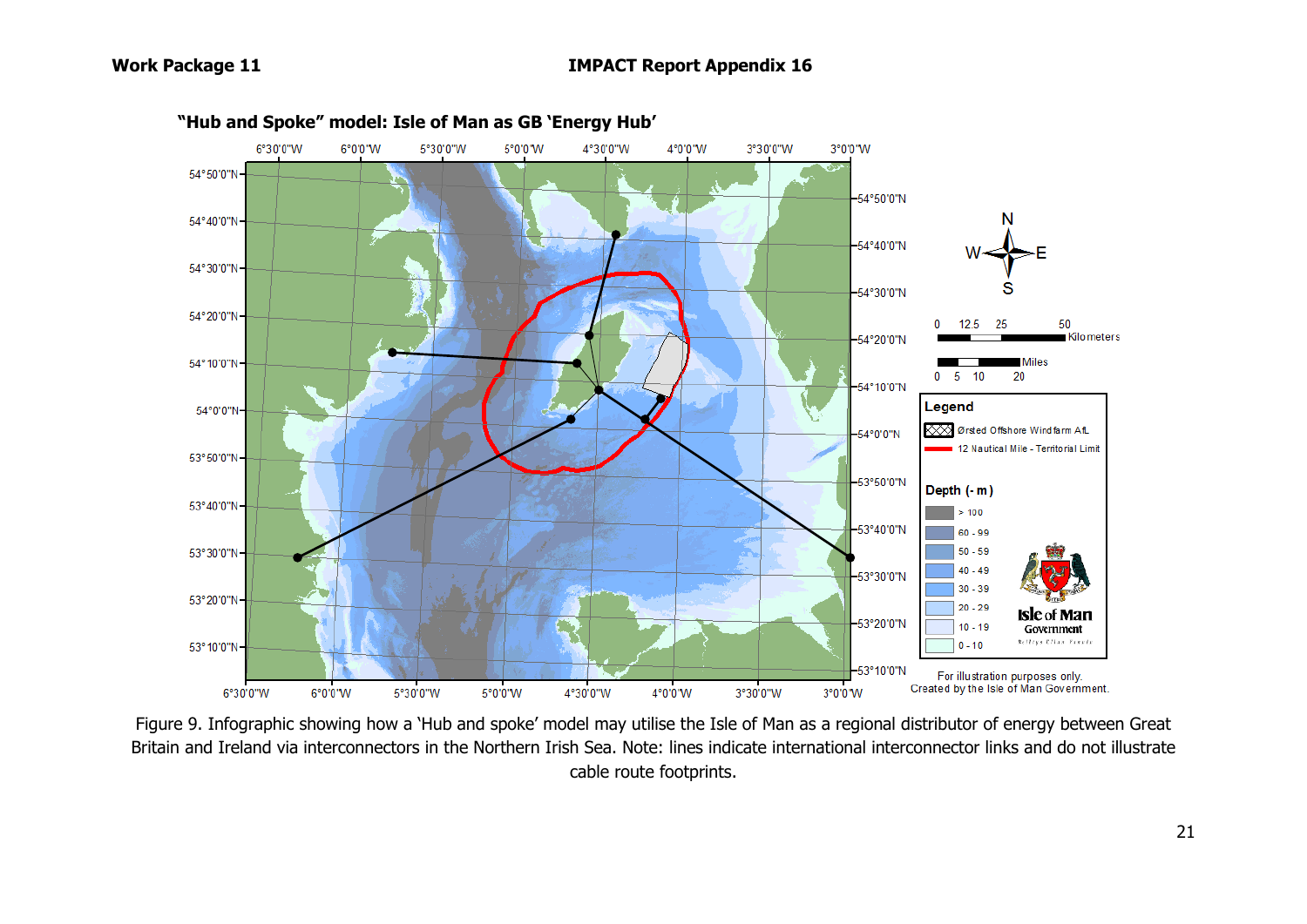"Hub and Spoke" model: Isle of Man as GB 'Energy Hub'

Figure 9. Infographic showing how a 'Hub and spoke' model may utilise the Isle of Man as a regional distributor of energy between Great Britain and Ireland via interconnectors in the Northern Irish Sea. Note: lines indicate international interconnector links and do not illustrate cable route footprints.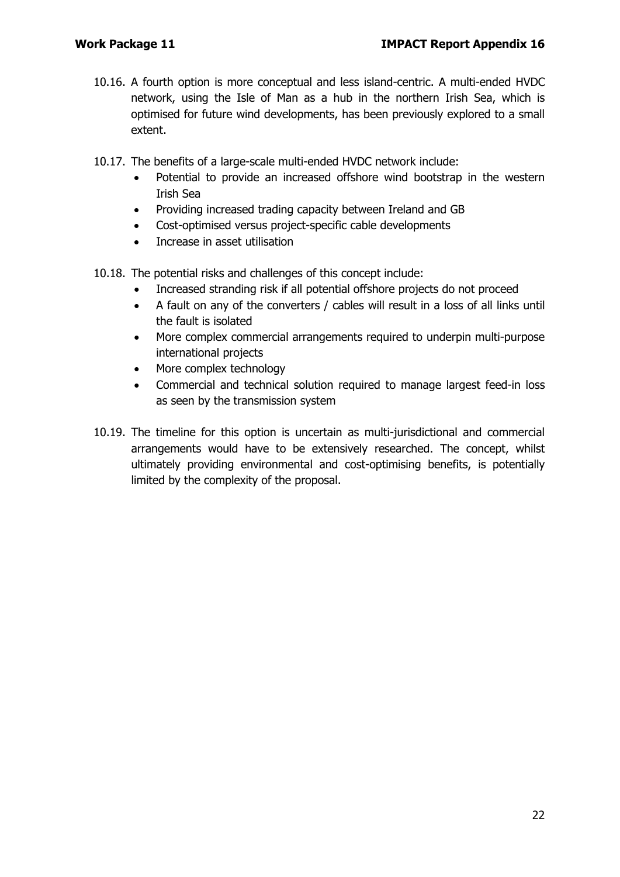10.16. A fourth option is more conceptual and less island-centric. A multi-ended HVDC network, using the Isle of Man as a hub in the northern Irish Sea, which is optimised for future wind developments, has been previously explored to a small extent.

10.17. The benefits of a large-scale multi-ended HVDC network include:

- Potential to provide an increased offshore wind bootstrap in the western Irish Sea
- Providing increased trading capacity between Ireland and GB
- Cost-optimised versus project-specific cable developments
- Increase in asset utilisation

10.18. The potential risks and challenges of this concept include:

- Increased stranding risk if all potential offshore projects do not proceed
- A fault on any of the converters / cables will result in a loss of all links until the fault is isolated
- More complex commercial arrangements required to underpin multi-purpose international projects
- More complex technology
- Commercial and technical solution required to manage largest feed-in loss as seen by the transmission system

10.19. The timeline for this option is uncertain as multi-jurisdictional and commercial arrangements would have to be extensively researched. The concept, whilst ultimately providing environmental and cost-optimising benefits, is potentially limited by the complexity of the proposal.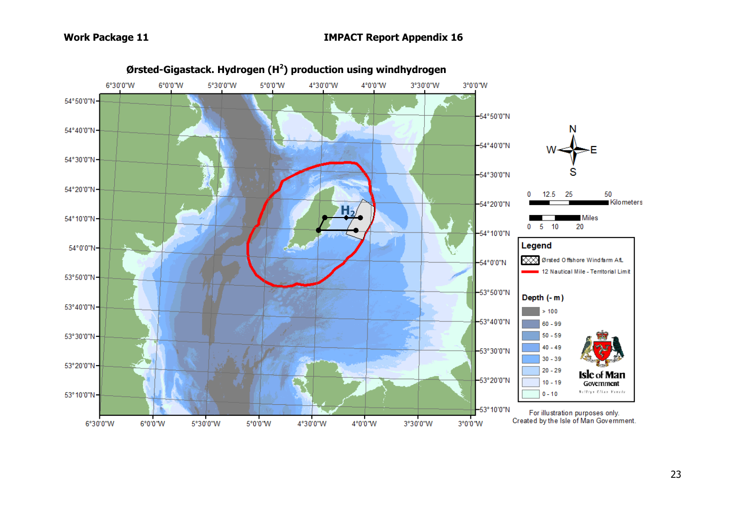## Ørsted-Gigastack. Hydrogen ($H^2$) production using windhydrogen

**Legend**

- Ørsted Offshore Windfarm AfL
- 12 Nautical Mile - Territorial Limit

**Depth (- m)**

- > 100
- 60 - 99
- 50 - 59
- 40 - 49
- 30 - 39
- 20 - 29
- 10 - 19
- 0 - 10

Isle of Man Government

For illustration purposes only.
Created by the Isle of Man Government.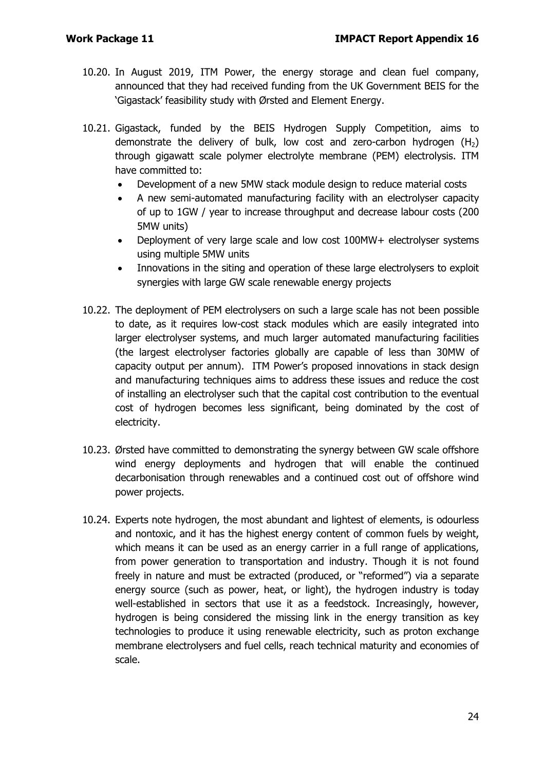10.20. In August 2019, ITM Power, the energy storage and clean fuel company, announced that they had received funding from the UK Government BEIS for the 'Gigastack' feasibility study with Ørsted and Element Energy.

10.21. Gigastack, funded by the BEIS Hydrogen Supply Competition, aims to demonstrate the delivery of bulk, low cost and zero-carbon hydrogen ($H_2$) through gigawatt scale polymer electrolyte membrane (PEM) electrolysis. ITM have committed to:

- Development of a new 5MW stack module design to reduce material costs
- A new semi-automated manufacturing facility with an electrolyser capacity of up to 1GW / year to increase throughput and decrease labour costs (200 5MW units)
- Deployment of very large scale and low cost 100MW+ electrolyser systems using multiple 5MW units
- Innovations in the siting and operation of these large electrolysers to exploit synergies with large GW scale renewable energy projects

10.22. The deployment of PEM electrolysers on such a large scale has not been possible to date, as it requires low-cost stack modules which are easily integrated into larger electrolyser systems, and much larger automated manufacturing facilities (the largest electrolyser factories globally are capable of less than 30MW of capacity output per annum). ITM Power's proposed innovations in stack design and manufacturing techniques aims to address these issues and reduce the cost of installing an electrolyser such that the capital cost contribution to the eventual cost of hydrogen becomes less significant, being dominated by the cost of electricity.

10.23. Ørsted have committed to demonstrating the synergy between GW scale offshore wind energy deployments and hydrogen that will enable the continued decarbonisation through renewables and a continued cost out of offshore wind power projects.

10.24. Experts note hydrogen, the most abundant and lightest of elements, is odourless and nontoxic, and it has the highest energy content of common fuels by weight, which means it can be used as an energy carrier in a full range of applications, from power generation to transportation and industry. Though it is not found freely in nature and must be extracted (produced, or "reformed") via a separate energy source (such as power, heat, or light), the hydrogen industry is today well-established in sectors that use it as a feedstock. Increasingly, however, hydrogen is being considered the missing link in the energy transition as key technologies to produce it using renewable electricity, such as proton exchange membrane electrolysers and fuel cells, reach technical maturity and economies of scale.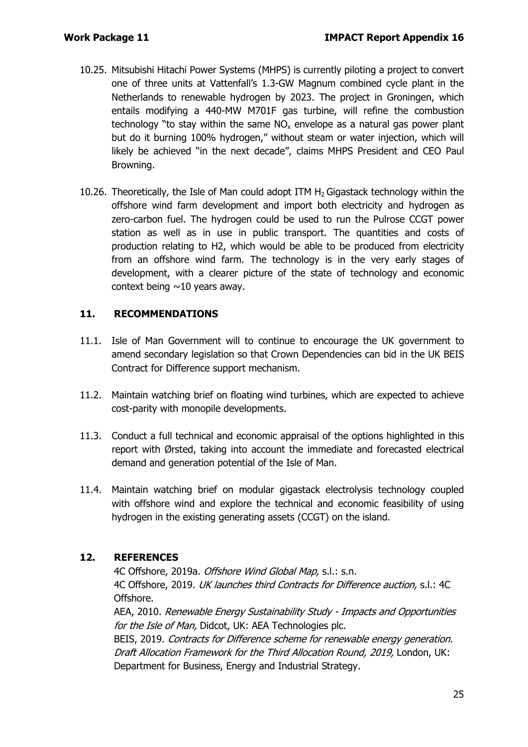10.25. Mitsubishi Hitachi Power Systems (MHPS) is currently piloting a project to convert one of three units at Vattenfall's 1.3-GW Magnum combined cycle plant in the Netherlands to renewable hydrogen by 2023. The project in Groningen, which entails modifying a 440-MW M701F gas turbine, will refine the combustion technology "to stay within the same $NO_x$ envelope as a natural gas power plant but do it burning 100% hydrogen," without steam or water injection, which will likely be achieved "in the next decade", claims MHPS President and CEO Paul Browning.

10.26. Theoretically, the Isle of Man could adopt ITM $H_2$ Gigastack technology within the offshore wind farm development and import both electricity and hydrogen as zero-carbon fuel. The hydrogen could be used to run the Pulrose CCGT power station as well as in use in public transport. The quantities and costs of production relating to H2, which would be able to be produced from electricity from an offshore wind farm. The technology is in the very early stages of development, with a clearer picture of the state of technology and economic context being ~10 years away.

## 11. RECOMMENDATIONS

11.1. Isle of Man Government will to continue to encourage the UK government to amend secondary legislation so that Crown Dependencies can bid in the UK BEIS Contract for Difference support mechanism.

11.2. Maintain watching brief on floating wind turbines, which are expected to achieve cost-parity with monopile developments.

11.3. Conduct a full technical and economic appraisal of the options highlighted in this report with Ørsted, taking into account the immediate and forecasted electrical demand and generation potential of the Isle of Man.

11.4. Maintain watching brief on modular gigastack electrolysis technology coupled with offshore wind and explore the technical and economic feasibility of using hydrogen in the existing generating assets (CCGT) on the island.

## 12. REFERENCES

4C Offshore, 2019a. *Offshore Wind Global Map,* s.l.: s.n.

4C Offshore, 2019. *UK launches third Contracts for Difference auction,* s.l.: 4C Offshore.

AEA, 2010. *Renewable Energy Sustainability Study - Impacts and Opportunities for the Isle of Man,* Didcot, UK: AEA Technologies plc.

BEIS, 2019. *Contracts for Difference scheme for renewable energy generation. Draft Allocation Framework for the Third Allocation Round, 2019,* London, UK: Department for Business, Energy and Industrial Strategy.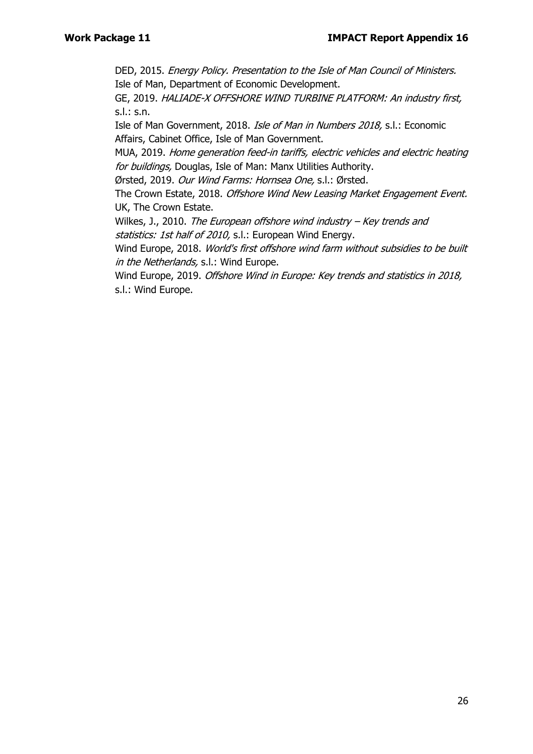DED, 2015. *Energy Policy. Presentation to the Isle of Man Council of Ministers.* Isle of Man, Department of Economic Development.

GE, 2019. *HALIADE-X OFFSHORE WIND TURBINE PLATFORM: An industry first,* s.l.: s.n.

Isle of Man Government, 2018. *Isle of Man in Numbers 2018,* s.l.: Economic Affairs, Cabinet Office, Isle of Man Government.

MUA, 2019. *Home generation feed-in tariffs, electric vehicles and electric heating for buildings,* Douglas, Isle of Man: Manx Utilities Authority.

Ørsted, 2019. *Our Wind Farms: Hornsea One,* s.l.: Ørsted.

The Crown Estate, 2018. *Offshore Wind New Leasing Market Engagement Event.* UK, The Crown Estate.

Wilkes, J., 2010. *The European offshore wind industry – Key trends and statistics: 1st half of 2010,* s.l.: European Wind Energy.

Wind Europe, 2018. *World's first offshore wind farm without subsidies to be built in the Netherlands,* s.l.: Wind Europe.

Wind Europe, 2019. *Offshore Wind in Europe: Key trends and statistics in 2018,* s.l.: Wind Europe.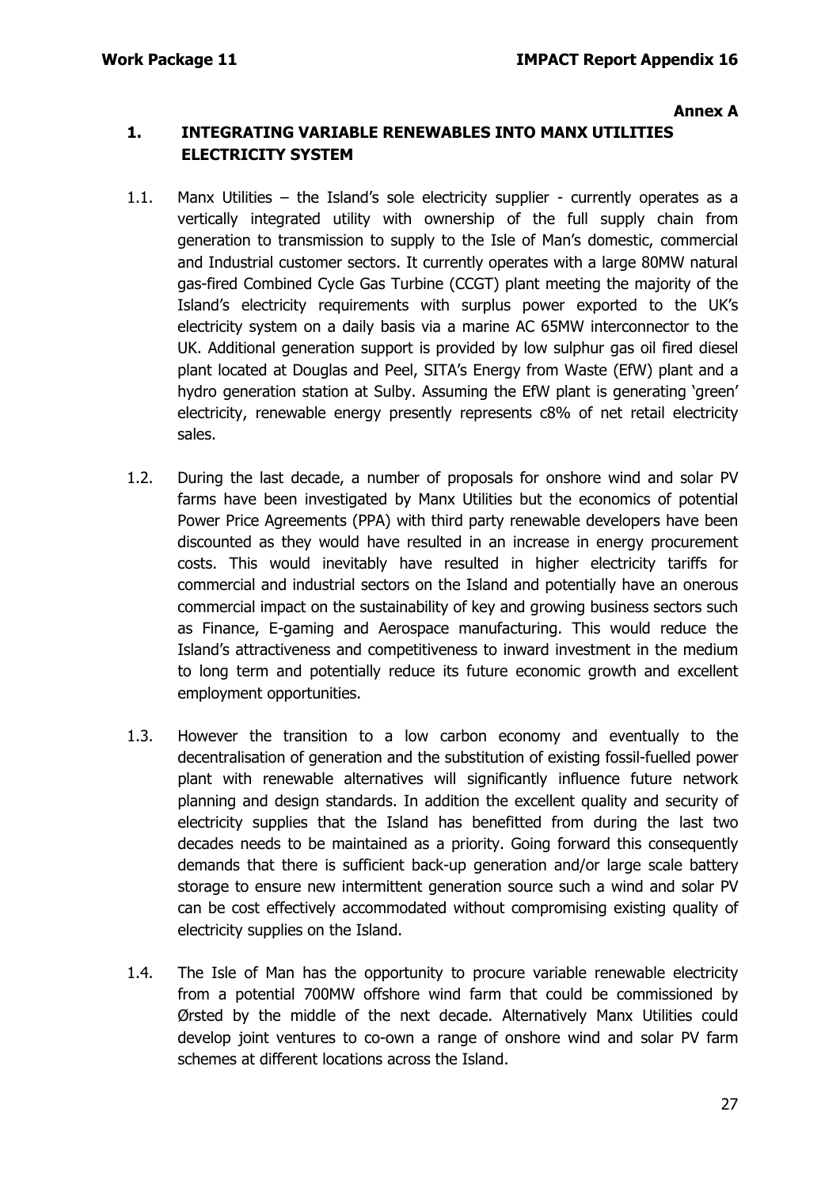**Annex A**

## 1. INTEGRATING VARIABLE RENEWABLES INTO MANX UTILITIES ELECTRICITY SYSTEM

1.1. Manx Utilities – the Island's sole electricity supplier - currently operates as a vertically integrated utility with ownership of the full supply chain from generation to transmission to supply to the Isle of Man's domestic, commercial and Industrial customer sectors. It currently operates with a large 80MW natural gas-fired Combined Cycle Gas Turbine (CCGT) plant meeting the majority of the Island's electricity requirements with surplus power exported to the UK's electricity system on a daily basis via a marine AC 65MW interconnector to the UK. Additional generation support is provided by low sulphur gas oil fired diesel plant located at Douglas and Peel, SITA's Energy from Waste (EfW) plant and a hydro generation station at Sulby. Assuming the EfW plant is generating 'green' electricity, renewable energy presently represents c8% of net retail electricity sales.

1.2. During the last decade, a number of proposals for onshore wind and solar PV farms have been investigated by Manx Utilities but the economics of potential Power Price Agreements (PPA) with third party renewable developers have been discounted as they would have resulted in an increase in energy procurement costs. This would inevitably have resulted in higher electricity tariffs for commercial and industrial sectors on the Island and potentially have an onerous commercial impact on the sustainability of key and growing business sectors such as Finance, E-gaming and Aerospace manufacturing. This would reduce the Island's attractiveness and competitiveness to inward investment in the medium to long term and potentially reduce its future economic growth and excellent employment opportunities.

1.3. However the transition to a low carbon economy and eventually to the decentralisation of generation and the substitution of existing fossil-fuelled power plant with renewable alternatives will significantly influence future network planning and design standards. In addition the excellent quality and security of electricity supplies that the Island has benefitted from during the last two decades needs to be maintained as a priority. Going forward this consequently demands that there is sufficient back-up generation and/or large scale battery storage to ensure new intermittent generation source such a wind and solar PV can be cost effectively accommodated without compromising existing quality of electricity supplies on the Island.

1.4. The Isle of Man has the opportunity to procure variable renewable electricity from a potential 700MW offshore wind farm that could be commissioned by Ørsted by the middle of the next decade. Alternatively Manx Utilities could develop joint ventures to co-own a range of onshore wind and solar PV farm schemes at different locations across the Island.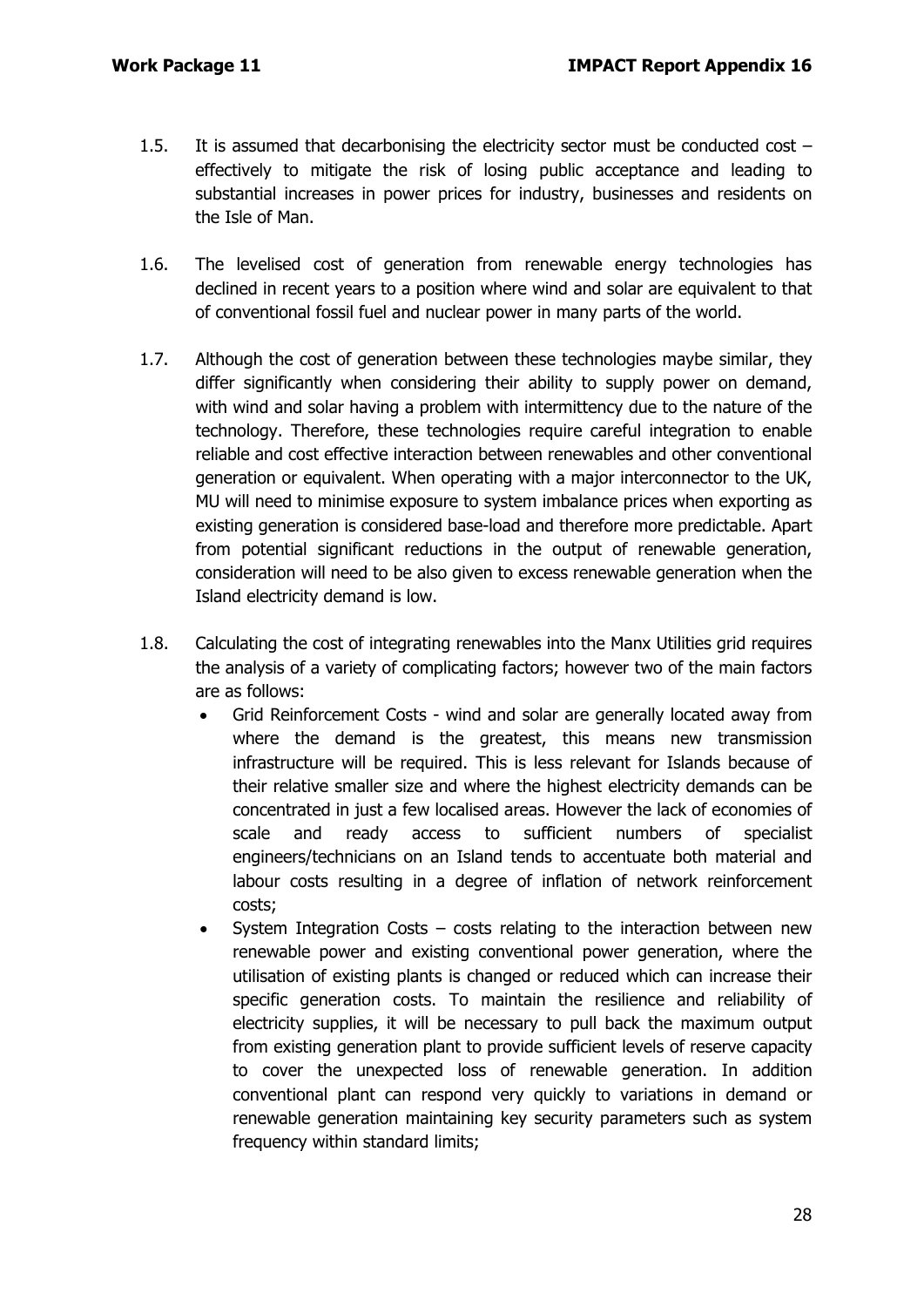1.5. It is assumed that decarbonising the electricity sector must be conducted cost – effectively to mitigate the risk of losing public acceptance and leading to substantial increases in power prices for industry, businesses and residents on the Isle of Man.

1.6. The levelised cost of generation from renewable energy technologies has declined in recent years to a position where wind and solar are equivalent to that of conventional fossil fuel and nuclear power in many parts of the world.

1.7. Although the cost of generation between these technologies maybe similar, they differ significantly when considering their ability to supply power on demand, with wind and solar having a problem with intermittency due to the nature of the technology. Therefore, these technologies require careful integration to enable reliable and cost effective interaction between renewables and other conventional generation or equivalent. When operating with a major interconnector to the UK, MU will need to minimise exposure to system imbalance prices when exporting as existing generation is considered base-load and therefore more predictable. Apart from potential significant reductions in the output of renewable generation, consideration will need to be also given to excess renewable generation when the Island electricity demand is low.

1.8. Calculating the cost of integrating renewables into the Manx Utilities grid requires the analysis of a variety of complicating factors; however two of the main factors are as follows:

- Grid Reinforcement Costs - wind and solar are generally located away from where the demand is the greatest, this means new transmission infrastructure will be required. This is less relevant for Islands because of their relative smaller size and where the highest electricity demands can be concentrated in just a few localised areas. However the lack of economies of scale and ready access to sufficient numbers of specialist engineers/technicians on an Island tends to accentuate both material and labour costs resulting in a degree of inflation of network reinforcement costs;
- System Integration Costs – costs relating to the interaction between new renewable power and existing conventional power generation, where the utilisation of existing plants is changed or reduced which can increase their specific generation costs. To maintain the resilience and reliability of electricity supplies, it will be necessary to pull back the maximum output from existing generation plant to provide sufficient levels of reserve capacity to cover the unexpected loss of renewable generation. In addition conventional plant can respond very quickly to variations in demand or renewable generation maintaining key security parameters such as system frequency within standard limits;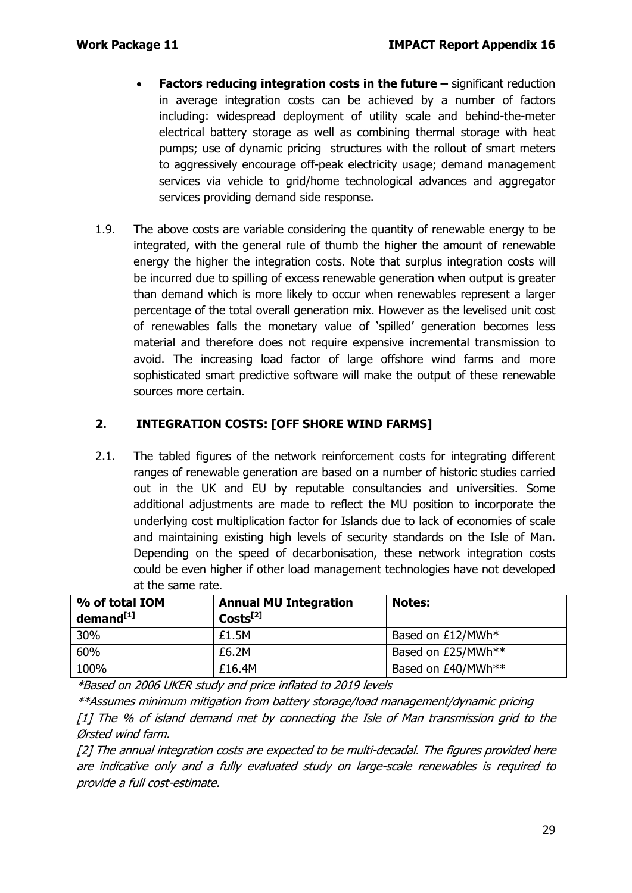- **Factors reducing integration costs in the future –** significant reduction in average integration costs can be achieved by a number of factors including: widespread deployment of utility scale and behind-the-meter electrical battery storage as well as combining thermal storage with heat pumps; use of dynamic pricing structures with the rollout of smart meters to aggressively encourage off-peak electricity usage; demand management services via vehicle to grid/home technological advances and aggregator services providing demand side response.

1.9. The above costs are variable considering the quantity of renewable energy to be integrated, with the general rule of thumb the higher the amount of renewable energy the higher the integration costs. Note that surplus integration costs will be incurred due to spilling of excess renewable generation when output is greater than demand which is more likely to occur when renewables represent a larger percentage of the total overall generation mix. However as the levelised unit cost of renewables falls the monetary value of 'spilled' generation becomes less material and therefore does not require expensive incremental transmission to avoid. The increasing load factor of large offshore wind farms and more sophisticated smart predictive software will make the output of these renewable sources more certain.

## 2. INTEGRATION COSTS: [OFF SHORE WIND FARMS]

2.1. The tabled figures of the network reinforcement costs for integrating different ranges of renewable generation are based on a number of historic studies carried out in the UK and EU by reputable consultancies and universities. Some additional adjustments are made to reflect the MU position to incorporate the underlying cost multiplication factor for Islands due to lack of economies of scale and maintaining existing high levels of security standards on the Isle of Man. Depending on the speed of decarbonisation, these network integration costs could be even higher if other load management technologies have not developed at the same rate.

| % of total IOM demand[1] | Annual MU Integration Costs[2] | Notes: |
|---|---|---|
| 30% | £1.5M | Based on £12/MWh* |
| 60% | £6.2M | Based on £25/MWh** |
| 100% | £16.4M | Based on £40/MWh** |

*\*Based on 2006 UKER study and price inflated to 2019 levels*

*\*\*Assumes minimum mitigation from battery storage/load management/dynamic pricing*

*[1] The % of island demand met by connecting the Isle of Man transmission grid to the Ørsted wind farm.*

*[2] The annual integration costs are expected to be multi-decadal. The figures provided here are indicative only and a fully evaluated study on large-scale renewables is required to provide a full cost-estimate.*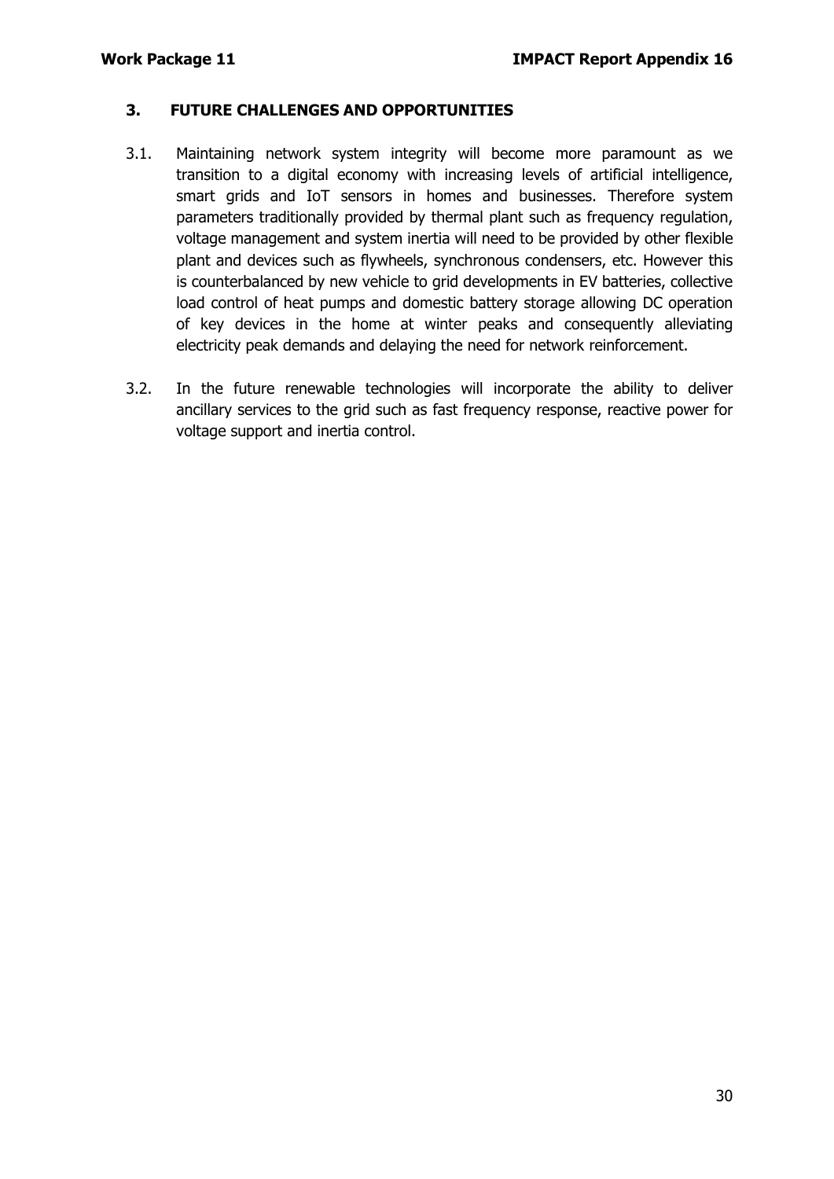## 3. FUTURE CHALLENGES AND OPPORTUNITIES

3.1. Maintaining network system integrity will become more paramount as we transition to a digital economy with increasing levels of artificial intelligence, smart grids and IoT sensors in homes and businesses. Therefore system parameters traditionally provided by thermal plant such as frequency regulation, voltage management and system inertia will need to be provided by other flexible plant and devices such as flywheels, synchronous condensers, etc. However this is counterbalanced by new vehicle to grid developments in EV batteries, collective load control of heat pumps and domestic battery storage allowing DC operation of key devices in the home at winter peaks and consequently alleviating electricity peak demands and delaying the need for network reinforcement.

3.2. In the future renewable technologies will incorporate the ability to deliver ancillary services to the grid such as fast frequency response, reactive power for voltage support and inertia control.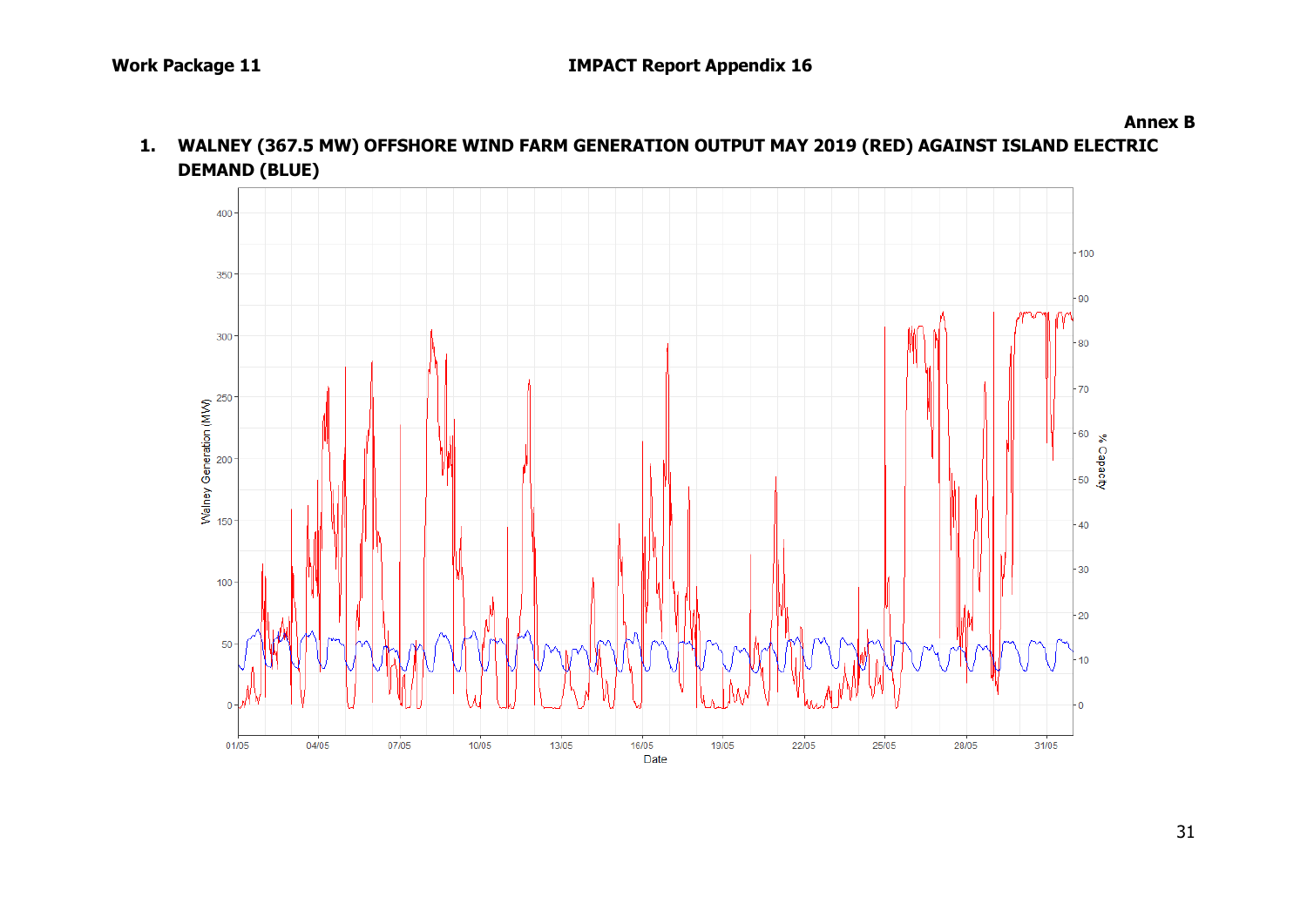**Annex B**

1. **WALNEY (367.5 MW) OFFSHORE WIND FARM GENERATION OUTPUT MAY 2019 (RED) AGAINST ISLAND ELECTRIC DEMAND (BLUE)**

Walney Generation (MW)

400
350
300
250
200
150
100
50
0

% Capacity

100
90
80
70
60
50
40
30
20
10
0

01/05 04/05 07/05 10/05 13/05 16/05 19/05 22/05 25/05 28/05 31/05

Date